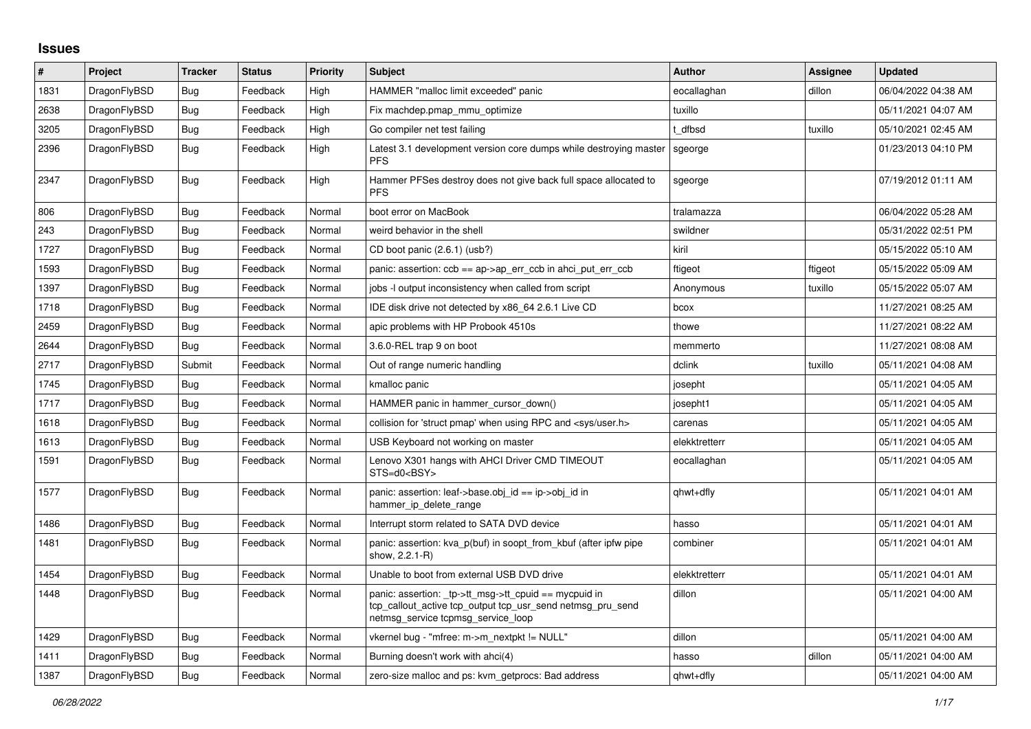## Issues

| # | Project | Tracker | Status | Priority | Subject | Author | Assignee | Updated |
|---|---|---|---|---|---|---|---|---|
| 1831 | DragonFlyBSD | Bug | Feedback | High | HAMMER "malloc limit exceeded" panic | eocallaghan | dillon | 06/04/2022 04:38 AM |
| 2638 | DragonFlyBSD | Bug | Feedback | High | Fix machdep.pmap_mmu_optimize | tuxillo | | 05/11/2021 04:07 AM |
| 3205 | DragonFlyBSD | Bug | Feedback | High | Go compiler net test failing | t_dfbsd | tuxillo | 05/10/2021 02:45 AM |
| 2396 | DragonFlyBSD | Bug | Feedback | High | Latest 3.1 development version core dumps while destroying master PFS | sgeorge | | 01/23/2013 04:10 PM |
| 2347 | DragonFlyBSD | Bug | Feedback | High | Hammer PFSes destroy does not give back full space allocated to PFS | sgeorge | | 07/19/2012 01:11 AM |
| 806 | DragonFlyBSD | Bug | Feedback | Normal | boot error on MacBook | tralamazza | | 06/04/2022 05:28 AM |
| 243 | DragonFlyBSD | Bug | Feedback | Normal | weird behavior in the shell | swildner | | 05/31/2022 02:51 PM |
| 1727 | DragonFlyBSD | Bug | Feedback | Normal | CD boot panic (2.6.1) (usb?) | kiril | | 05/15/2022 05:10 AM |
| 1593 | DragonFlyBSD | Bug | Feedback | Normal | panic: assertion: ccb == ap->ap_err_ccb in ahci_put_err_ccb | ftigeot | ftigeot | 05/15/2022 05:09 AM |
| 1397 | DragonFlyBSD | Bug | Feedback | Normal | jobs -l output inconsistency when called from script | Anonymous | tuxillo | 05/15/2022 05:07 AM |
| 1718 | DragonFlyBSD | Bug | Feedback | Normal | IDE disk drive not detected by x86_64 2.6.1 Live CD | bcox | | 11/27/2021 08:25 AM |
| 2459 | DragonFlyBSD | Bug | Feedback | Normal | apic problems with HP Probook 4510s | thowe | | 11/27/2021 08:22 AM |
| 2644 | DragonFlyBSD | Bug | Feedback | Normal | 3.6.0-REL trap 9 on boot | memmerto | | 11/27/2021 08:08 AM |
| 2717 | DragonFlyBSD | Submit | Feedback | Normal | Out of range numeric handling | dclink | tuxillo | 05/11/2021 04:08 AM |
| 1745 | DragonFlyBSD | Bug | Feedback | Normal | kmalloc panic | josepht | | 05/11/2021 04:05 AM |
| 1717 | DragonFlyBSD | Bug | Feedback | Normal | HAMMER panic in hammer_cursor_down() | josepht1 | | 05/11/2021 04:05 AM |
| 1618 | DragonFlyBSD | Bug | Feedback | Normal | collision for 'struct pmap' when using RPC and <sys/user.h> | carenas | | 05/11/2021 04:05 AM |
| 1613 | DragonFlyBSD | Bug | Feedback | Normal | USB Keyboard not working on master | elekktretterr | | 05/11/2021 04:05 AM |
| 1591 | DragonFlyBSD | Bug | Feedback | Normal | Lenovo X301 hangs with AHCI Driver CMD TIMEOUT STS=d0<BSY> | eocallaghan | | 05/11/2021 04:05 AM |
| 1577 | DragonFlyBSD | Bug | Feedback | Normal | panic: assertion: leaf->base.obj_id == ip->obj_id in hammer_ip_delete_range | qhwt+dfly | | 05/11/2021 04:01 AM |
| 1486 | DragonFlyBSD | Bug | Feedback | Normal | Interrupt storm related to SATA DVD device | hasso | | 05/11/2021 04:01 AM |
| 1481 | DragonFlyBSD | Bug | Feedback | Normal | panic: assertion: kva_p(buf) in soopt_from_kbuf (after ipfw pipe show, 2.2.1-R) | combiner | | 05/11/2021 04:01 AM |
| 1454 | DragonFlyBSD | Bug | Feedback | Normal | Unable to boot from external USB DVD drive | elekktretterr | | 05/11/2021 04:01 AM |
| 1448 | DragonFlyBSD | Bug | Feedback | Normal | panic: assertion: _tp->tt_msg->tt_cpuid == mycpuid in tcp_callout_active tcp_output tcp_usr_send netmsg_pru_send netmsg_service tcpmsg_service_loop | dillon | | 05/11/2021 04:00 AM |
| 1429 | DragonFlyBSD | Bug | Feedback | Normal | vkernel bug - "mfree: m->m_nextpkt != NULL" | dillon | | 05/11/2021 04:00 AM |
| 1411 | DragonFlyBSD | Bug | Feedback | Normal | Burning doesn't work with ahci(4) | hasso | dillon | 05/11/2021 04:00 AM |
| 1387 | DragonFlyBSD | Bug | Feedback | Normal | zero-size malloc and ps: kvm_getprocs: Bad address | qhwt+dfly | | 05/11/2021 04:00 AM |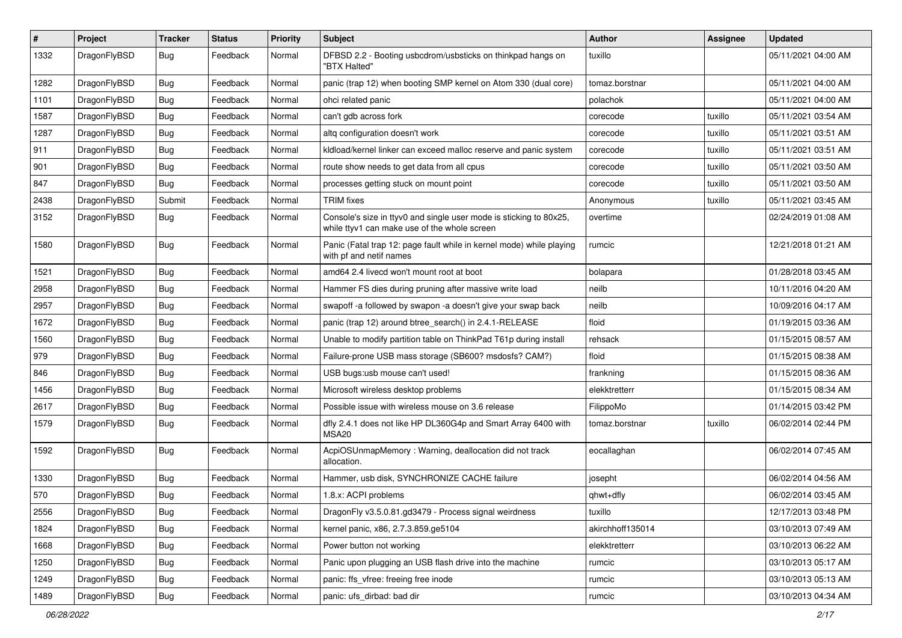| # | Project | Tracker | Status | Priority | Subject | Author | Assignee | Updated |
|---|---|---|---|---|---|---|---|---|
| 1332 | DragonFlyBSD | Bug | Feedback | Normal | DFBSD 2.2 - Booting usbcdrom/usbsticks on thinkpad hangs on "BTX Halted" | tuxillo | | 05/11/2021 04:00 AM |
| 1282 | DragonFlyBSD | Bug | Feedback | Normal | panic (trap 12) when booting SMP kernel on Atom 330 (dual core) | tomaz.borstnar | | 05/11/2021 04:00 AM |
| 1101 | DragonFlyBSD | Bug | Feedback | Normal | ohci related panic | polachok | | 05/11/2021 04:00 AM |
| 1587 | DragonFlyBSD | Bug | Feedback | Normal | can't gdb across fork | corecode | tuxillo | 05/11/2021 03:54 AM |
| 1287 | DragonFlyBSD | Bug | Feedback | Normal | altq configuration doesn't work | corecode | tuxillo | 05/11/2021 03:51 AM |
| 911 | DragonFlyBSD | Bug | Feedback | Normal | kldload/kernel linker can exceed malloc reserve and panic system | corecode | tuxillo | 05/11/2021 03:51 AM |
| 901 | DragonFlyBSD | Bug | Feedback | Normal | route show needs to get data from all cpus | corecode | tuxillo | 05/11/2021 03:50 AM |
| 847 | DragonFlyBSD | Bug | Feedback | Normal | processes getting stuck on mount point | corecode | tuxillo | 05/11/2021 03:50 AM |
| 2438 | DragonFlyBSD | Submit | Feedback | Normal | TRIM fixes | Anonymous | tuxillo | 05/11/2021 03:45 AM |
| 3152 | DragonFlyBSD | Bug | Feedback | Normal | Console's size in ttyv0 and single user mode is sticking to 80x25, while ttyv1 can make use of the whole screen | overtime | | 02/24/2019 01:08 AM |
| 1580 | DragonFlyBSD | Bug | Feedback | Normal | Panic (Fatal trap 12: page fault while in kernel mode) while playing with pf and netif names | rumcic | | 12/21/2018 01:21 AM |
| 1521 | DragonFlyBSD | Bug | Feedback | Normal | amd64 2.4 livecd won't mount root at boot | bolapara | | 01/28/2018 03:45 AM |
| 2958 | DragonFlyBSD | Bug | Feedback | Normal | Hammer FS dies during pruning after massive write load | neilb | | 10/11/2016 04:20 AM |
| 2957 | DragonFlyBSD | Bug | Feedback | Normal | swapoff -a followed by swapon -a doesn't give your swap back | neilb | | 10/09/2016 04:17 AM |
| 1672 | DragonFlyBSD | Bug | Feedback | Normal | panic (trap 12) around btree_search() in 2.4.1-RELEASE | floid | | 01/19/2015 03:36 AM |
| 1560 | DragonFlyBSD | Bug | Feedback | Normal | Unable to modify partition table on ThinkPad T61p during install | rehsack | | 01/15/2015 08:57 AM |
| 979 | DragonFlyBSD | Bug | Feedback | Normal | Failure-prone USB mass storage (SB600? msdosfs? CAM?) | floid | | 01/15/2015 08:38 AM |
| 846 | DragonFlyBSD | Bug | Feedback | Normal | USB bugs:usb mouse can't used! | frankning | | 01/15/2015 08:36 AM |
| 1456 | DragonFlyBSD | Bug | Feedback | Normal | Microsoft wireless desktop problems | elekktretterr | | 01/15/2015 08:34 AM |
| 2617 | DragonFlyBSD | Bug | Feedback | Normal | Possible issue with wireless mouse on 3.6 release | FilippoMo | | 01/14/2015 03:42 PM |
| 1579 | DragonFlyBSD | Bug | Feedback | Normal | dfly 2.4.1 does not like HP DL360G4p and Smart Array 6400 with MSA20 | tomaz.borstnar | tuxillo | 06/02/2014 02:44 PM |
| 1592 | DragonFlyBSD | Bug | Feedback | Normal | AcpiOSUnmapMemory : Warning, deallocation did not track allocation. | eocallaghan | | 06/02/2014 07:45 AM |
| 1330 | DragonFlyBSD | Bug | Feedback | Normal | Hammer, usb disk, SYNCHRONIZE CACHE failure | josepht | | 06/02/2014 04:56 AM |
| 570 | DragonFlyBSD | Bug | Feedback | Normal | 1.8.x: ACPI problems | qhwt+dfly | | 06/02/2014 03:45 AM |
| 2556 | DragonFlyBSD | Bug | Feedback | Normal | DragonFly v3.5.0.81.gd3479 - Process signal weirdness | tuxillo | | 12/17/2013 03:48 PM |
| 1824 | DragonFlyBSD | Bug | Feedback | Normal | kernel panic, x86, 2.7.3.859.ge5104 | akirchhoff135014 | | 03/10/2013 07:49 AM |
| 1668 | DragonFlyBSD | Bug | Feedback | Normal | Power button not working | elekktretterr | | 03/10/2013 06:22 AM |
| 1250 | DragonFlyBSD | Bug | Feedback | Normal | Panic upon plugging an USB flash drive into the machine | rumcic | | 03/10/2013 05:17 AM |
| 1249 | DragonFlyBSD | Bug | Feedback | Normal | panic: ffs_vfree: freeing free inode | rumcic | | 03/10/2013 05:13 AM |
| 1489 | DragonFlyBSD | Bug | Feedback | Normal | panic: ufs_dirbad: bad dir | rumcic | | 03/10/2013 04:34 AM |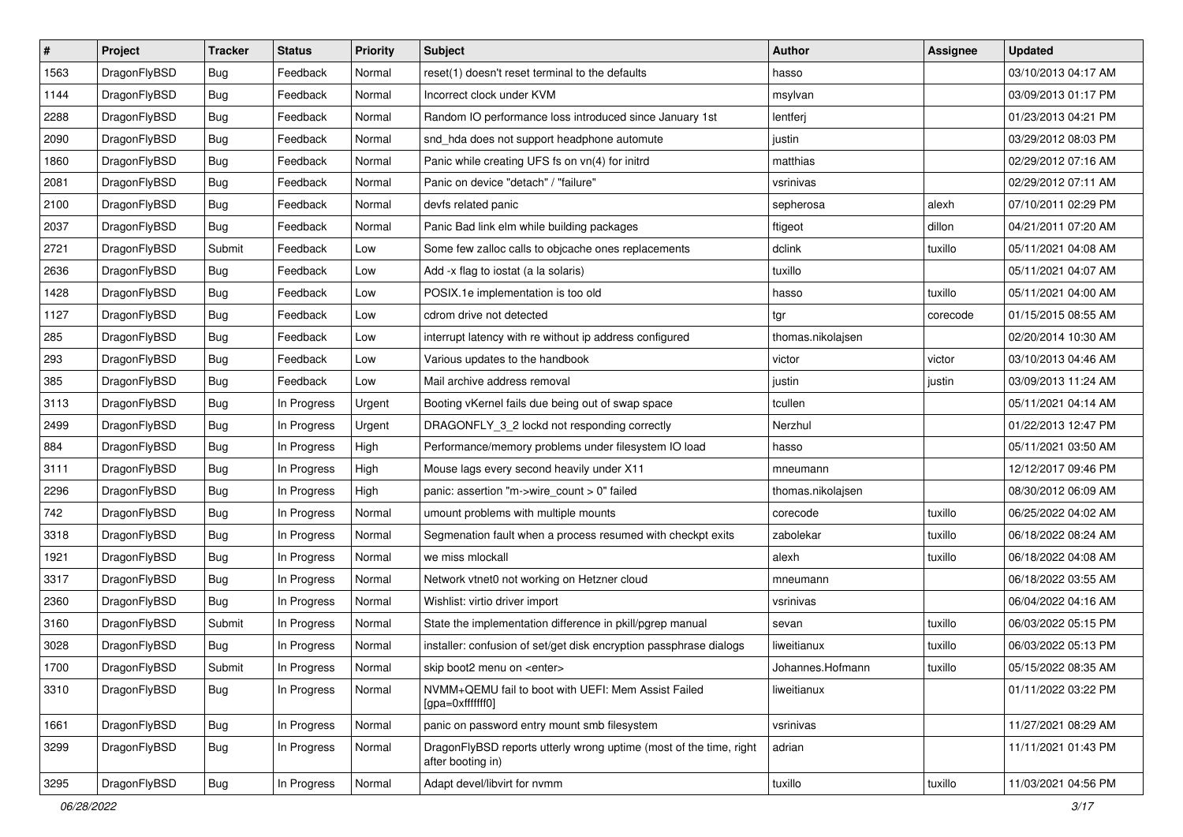| # | Project | Tracker | Status | Priority | Subject | Author | Assignee | Updated |
|---|---|---|---|---|---|---|---|---|
| 1563 | DragonFlyBSD | Bug | Feedback | Normal | reset(1) doesn't reset terminal to the defaults | hasso | | 03/10/2013 04:17 AM |
| 1144 | DragonFlyBSD | Bug | Feedback | Normal | Incorrect clock under KVM | msylvan | | 03/09/2013 01:17 PM |
| 2288 | DragonFlyBSD | Bug | Feedback | Normal | Random IO performance loss introduced since January 1st | lentferj | | 01/23/2013 04:21 PM |
| 2090 | DragonFlyBSD | Bug | Feedback | Normal | snd_hda does not support headphone automute | justin | | 03/29/2012 08:03 PM |
| 1860 | DragonFlyBSD | Bug | Feedback | Normal | Panic while creating UFS fs on vn(4) for initrd | matthias | | 02/29/2012 07:16 AM |
| 2081 | DragonFlyBSD | Bug | Feedback | Normal | Panic on device "detach" / "failure" | vsrinivas | | 02/29/2012 07:11 AM |
| 2100 | DragonFlyBSD | Bug | Feedback | Normal | devfs related panic | sepherosa | alexh | 07/10/2011 02:29 PM |
| 2037 | DragonFlyBSD | Bug | Feedback | Normal | Panic Bad link elm while building packages | ftigeot | dillon | 04/21/2011 07:20 AM |
| 2721 | DragonFlyBSD | Submit | Feedback | Low | Some few zalloc calls to objcache ones replacements | dclink | tuxillo | 05/11/2021 04:08 AM |
| 2636 | DragonFlyBSD | Bug | Feedback | Low | Add -x flag to iostat (a la solaris) | tuxillo | | 05/11/2021 04:07 AM |
| 1428 | DragonFlyBSD | Bug | Feedback | Low | POSIX.1e implementation is too old | hasso | tuxillo | 05/11/2021 04:00 AM |
| 1127 | DragonFlyBSD | Bug | Feedback | Low | cdrom drive not detected | tgr | corecode | 01/15/2015 08:55 AM |
| 285 | DragonFlyBSD | Bug | Feedback | Low | interrupt latency with re without ip address configured | thomas.nikolajsen | | 02/20/2014 10:30 AM |
| 293 | DragonFlyBSD | Bug | Feedback | Low | Various updates to the handbook | victor | victor | 03/10/2013 04:46 AM |
| 385 | DragonFlyBSD | Bug | Feedback | Low | Mail archive address removal | justin | justin | 03/09/2013 11:24 AM |
| 3113 | DragonFlyBSD | Bug | In Progress | Urgent | Booting vKernel fails due being out of swap space | tcullen | | 05/11/2021 04:14 AM |
| 2499 | DragonFlyBSD | Bug | In Progress | Urgent | DRAGONFLY_3_2 lockd not responding correctly | Nerzhul | | 01/22/2013 12:47 PM |
| 884 | DragonFlyBSD | Bug | In Progress | High | Performance/memory problems under filesystem IO load | hasso | | 05/11/2021 03:50 AM |
| 3111 | DragonFlyBSD | Bug | In Progress | High | Mouse lags every second heavily under X11 | mneumann | | 12/12/2017 09:46 PM |
| 2296 | DragonFlyBSD | Bug | In Progress | High | panic: assertion "m->wire_count > 0" failed | thomas.nikolajsen | | 08/30/2012 06:09 AM |
| 742 | DragonFlyBSD | Bug | In Progress | Normal | umount problems with multiple mounts | corecode | tuxillo | 06/25/2022 04:02 AM |
| 3318 | DragonFlyBSD | Bug | In Progress | Normal | Segmenation fault when a process resumed with checkpt exits | zabolekar | tuxillo | 06/18/2022 08:24 AM |
| 1921 | DragonFlyBSD | Bug | In Progress | Normal | we miss mlockall | alexh | tuxillo | 06/18/2022 04:08 AM |
| 3317 | DragonFlyBSD | Bug | In Progress | Normal | Network vtnet0 not working on Hetzner cloud | mneumann | | 06/18/2022 03:55 AM |
| 2360 | DragonFlyBSD | Bug | In Progress | Normal | Wishlist: virtio driver import | vsrinivas | | 06/04/2022 04:16 AM |
| 3160 | DragonFlyBSD | Submit | In Progress | Normal | State the implementation difference in pkill/pgrep manual | sevan | tuxillo | 06/03/2022 05:15 PM |
| 3028 | DragonFlyBSD | Bug | In Progress | Normal | installer: confusion of set/get disk encryption passphrase dialogs | liweitianux | tuxillo | 06/03/2022 05:13 PM |
| 1700 | DragonFlyBSD | Submit | In Progress | Normal | skip boot2 menu on <enter> | Johannes.Hofmann | tuxillo | 05/15/2022 08:35 AM |
| 3310 | DragonFlyBSD | Bug | In Progress | Normal | NVMM+QEMU fail to boot with UEFI: Mem Assist Failed [gpa=0xfffffff0] | liweitianux | | 01/11/2022 03:22 PM |
| 1661 | DragonFlyBSD | Bug | In Progress | Normal | panic on password entry mount smb filesystem | vsrinivas | | 11/27/2021 08:29 AM |
| 3299 | DragonFlyBSD | Bug | In Progress | Normal | DragonFlyBSD reports utterly wrong uptime (most of the time, right after booting in) | adrian | | 11/11/2021 01:43 PM |
| 3295 | DragonFlyBSD | Bug | In Progress | Normal | Adapt devel/libvirt for nvmm | tuxillo | tuxillo | 11/03/2021 04:56 PM |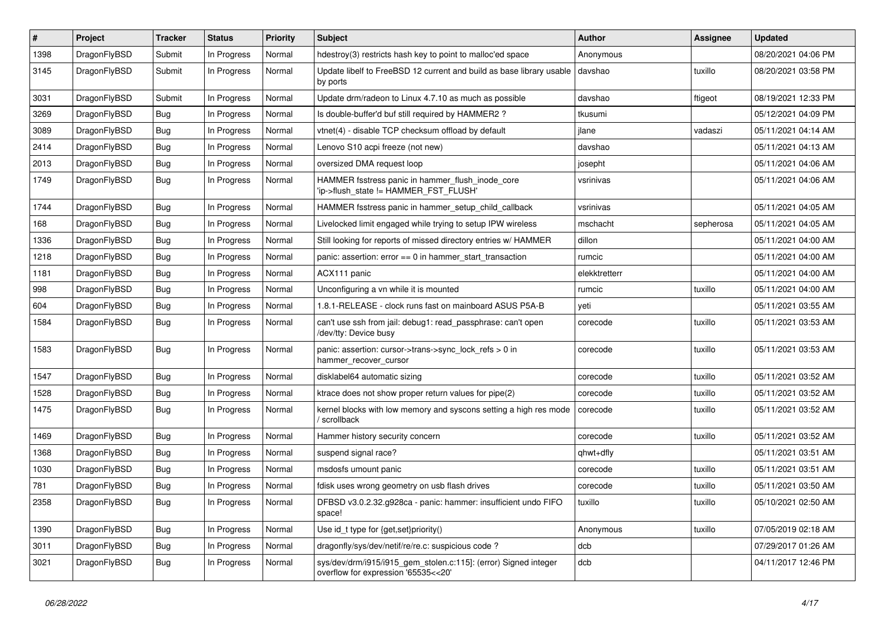| # | Project | Tracker | Status | Priority | Subject | Author | Assignee | Updated |
|---|---|---|---|---|---|---|---|---|
| 1398 | DragonFlyBSD | Submit | In Progress | Normal | hdestroy(3) restricts hash key to point to malloc'ed space | Anonymous | | 08/20/2021 04:06 PM |
| 3145 | DragonFlyBSD | Submit | In Progress | Normal | Update libelf to FreeBSD 12 current and build as base library usable by ports | davshao | tuxillo | 08/20/2021 03:58 PM |
| 3031 | DragonFlyBSD | Submit | In Progress | Normal | Update drm/radeon to Linux 4.7.10 as much as possible | davshao | ftigeot | 08/19/2021 12:33 PM |
| 3269 | DragonFlyBSD | Bug | In Progress | Normal | Is double-buffer'd buf still required by HAMMER2 ? | tkusumi | | 05/12/2021 04:09 PM |
| 3089 | DragonFlyBSD | Bug | In Progress | Normal | vtnet(4) - disable TCP checksum offload by default | jlane | vadaszi | 05/11/2021 04:14 AM |
| 2414 | DragonFlyBSD | Bug | In Progress | Normal | Lenovo S10 acpi freeze (not new) | davshao | | 05/11/2021 04:13 AM |
| 2013 | DragonFlyBSD | Bug | In Progress | Normal | oversized DMA request loop | josepht | | 05/11/2021 04:06 AM |
| 1749 | DragonFlyBSD | Bug | In Progress | Normal | HAMMER fsstress panic in hammer_flush_inode_core 'ip->flush_state != HAMMER_FST_FLUSH' | vsrinivas | | 05/11/2021 04:06 AM |
| 1744 | DragonFlyBSD | Bug | In Progress | Normal | HAMMER fsstress panic in hammer_setup_child_callback | vsrinivas | | 05/11/2021 04:05 AM |
| 168 | DragonFlyBSD | Bug | In Progress | Normal | Livelocked limit engaged while trying to setup IPW wireless | mschacht | sepherosa | 05/11/2021 04:05 AM |
| 1336 | DragonFlyBSD | Bug | In Progress | Normal | Still looking for reports of missed directory entries w/ HAMMER | dillon | | 05/11/2021 04:00 AM |
| 1218 | DragonFlyBSD | Bug | In Progress | Normal | panic: assertion: error == 0 in hammer_start_transaction | rumcic | | 05/11/2021 04:00 AM |
| 1181 | DragonFlyBSD | Bug | In Progress | Normal | ACX111 panic | elekktretterr | | 05/11/2021 04:00 AM |
| 998 | DragonFlyBSD | Bug | In Progress | Normal | Unconfiguring a vn while it is mounted | rumcic | tuxillo | 05/11/2021 04:00 AM |
| 604 | DragonFlyBSD | Bug | In Progress | Normal | 1.8.1-RELEASE - clock runs fast on mainboard ASUS P5A-B | yeti | | 05/11/2021 03:55 AM |
| 1584 | DragonFlyBSD | Bug | In Progress | Normal | can't use ssh from jail: debug1: read_passphrase: can't open /dev/tty: Device busy | corecode | tuxillo | 05/11/2021 03:53 AM |
| 1583 | DragonFlyBSD | Bug | In Progress | Normal | panic: assertion: cursor->trans->sync_lock_refs > 0 in hammer_recover_cursor | corecode | tuxillo | 05/11/2021 03:53 AM |
| 1547 | DragonFlyBSD | Bug | In Progress | Normal | disklabel64 automatic sizing | corecode | tuxillo | 05/11/2021 03:52 AM |
| 1528 | DragonFlyBSD | Bug | In Progress | Normal | ktrace does not show proper return values for pipe(2) | corecode | tuxillo | 05/11/2021 03:52 AM |
| 1475 | DragonFlyBSD | Bug | In Progress | Normal | kernel blocks with low memory and syscons setting a high res mode / scrollback | corecode | tuxillo | 05/11/2021 03:52 AM |
| 1469 | DragonFlyBSD | Bug | In Progress | Normal | Hammer history security concern | corecode | tuxillo | 05/11/2021 03:52 AM |
| 1368 | DragonFlyBSD | Bug | In Progress | Normal | suspend signal race? | qhwt+dfly | | 05/11/2021 03:51 AM |
| 1030 | DragonFlyBSD | Bug | In Progress | Normal | msdosfs umount panic | corecode | tuxillo | 05/11/2021 03:51 AM |
| 781 | DragonFlyBSD | Bug | In Progress | Normal | fdisk uses wrong geometry on usb flash drives | corecode | tuxillo | 05/11/2021 03:50 AM |
| 2358 | DragonFlyBSD | Bug | In Progress | Normal | DFBSD v3.0.2.32.g928ca - panic: hammer: insufficient undo FIFO space! | tuxillo | tuxillo | 05/10/2021 02:50 AM |
| 1390 | DragonFlyBSD | Bug | In Progress | Normal | Use id_t type for {get,set}priority() | Anonymous | tuxillo | 07/05/2019 02:18 AM |
| 3011 | DragonFlyBSD | Bug | In Progress | Normal | dragonfly/sys/dev/netif/re/re.c: suspicious code ? | dcb | | 07/29/2017 01:26 AM |
| 3021 | DragonFlyBSD | Bug | In Progress | Normal | sys/dev/drm/i915/i915_gem_stolen.c:115]: (error) Signed integer overflow for expression '65535<<20' | dcb | | 04/11/2017 12:46 PM |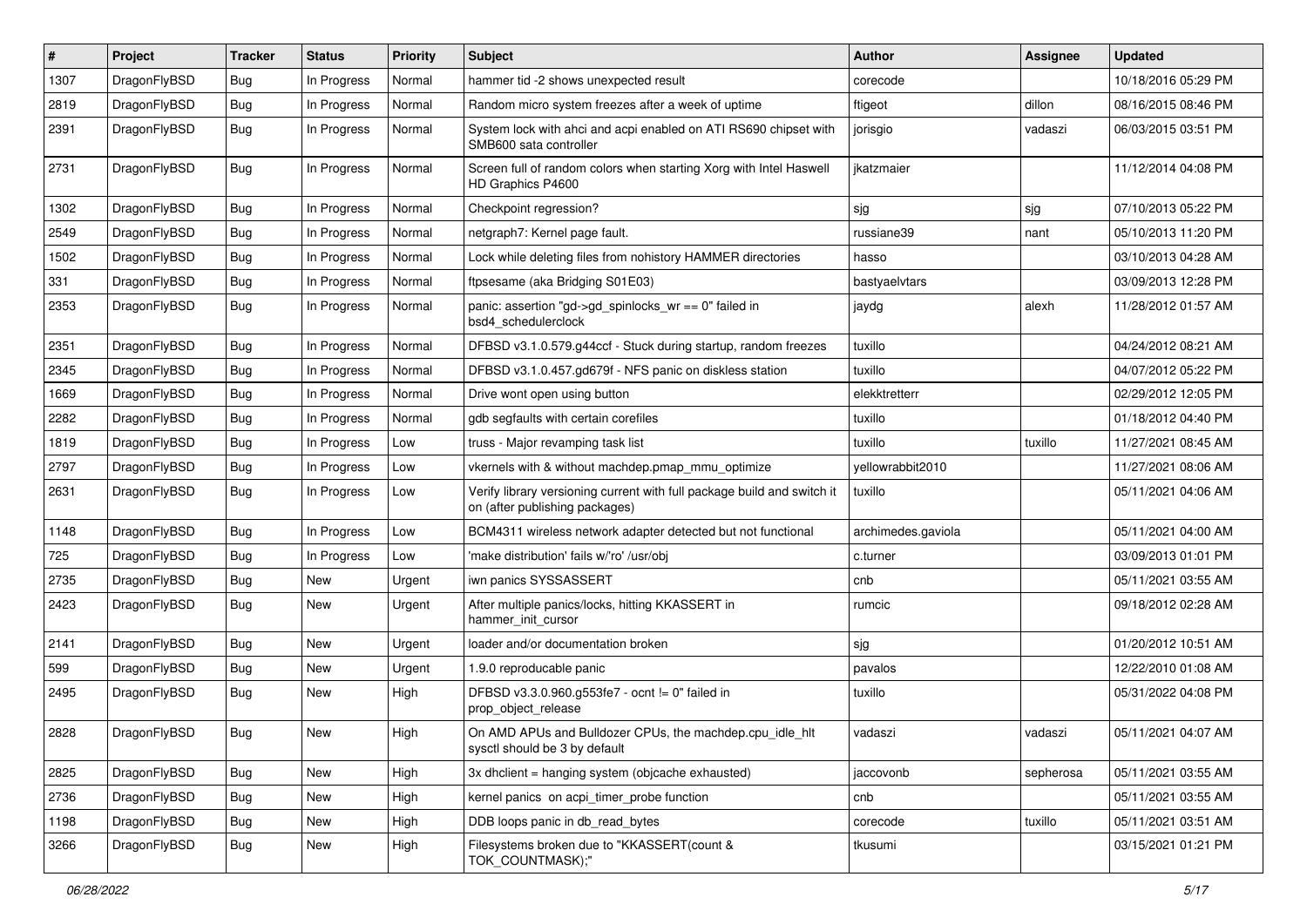| # | Project | Tracker | Status | Priority | Subject | Author | Assignee | Updated |
|---|---|---|---|---|---|---|---|---|
| 1307 | DragonFlyBSD | Bug | In Progress | Normal | hammer tid -2 shows unexpected result | corecode | | 10/18/2016 05:29 PM |
| 2819 | DragonFlyBSD | Bug | In Progress | Normal | Random micro system freezes after a week of uptime | ftigeot | dillon | 08/16/2015 08:46 PM |
| 2391 | DragonFlyBSD | Bug | In Progress | Normal | System lock with ahci and acpi enabled on ATI RS690 chipset with SMB600 sata controller | jorisgio | vadaszi | 06/03/2015 03:51 PM |
| 2731 | DragonFlyBSD | Bug | In Progress | Normal | Screen full of random colors when starting Xorg with Intel Haswell HD Graphics P4600 | jkatzmaier | | 11/12/2014 04:08 PM |
| 1302 | DragonFlyBSD | Bug | In Progress | Normal | Checkpoint regression? | sjg | sjg | 07/10/2013 05:22 PM |
| 2549 | DragonFlyBSD | Bug | In Progress | Normal | netgraph7: Kernel page fault. | russiane39 | nant | 05/10/2013 11:20 PM |
| 1502 | DragonFlyBSD | Bug | In Progress | Normal | Lock while deleting files from nohistory HAMMER directories | hasso | | 03/10/2013 04:28 AM |
| 331 | DragonFlyBSD | Bug | In Progress | Normal | ftpsesame (aka Bridging S01E03) | bastyaelvtars | | 03/09/2013 12:28 PM |
| 2353 | DragonFlyBSD | Bug | In Progress | Normal | panic: assertion "gd->gd_spinlocks_wr == 0" failed in bsd4_schedulerclock | jaydg | alexh | 11/28/2012 01:57 AM |
| 2351 | DragonFlyBSD | Bug | In Progress | Normal | DFBSD v3.1.0.579.g44ccf - Stuck during startup, random freezes | tuxillo | | 04/24/2012 08:21 AM |
| 2345 | DragonFlyBSD | Bug | In Progress | Normal | DFBSD v3.1.0.457.gd679f - NFS panic on diskless station | tuxillo | | 04/07/2012 05:22 PM |
| 1669 | DragonFlyBSD | Bug | In Progress | Normal | Drive wont open using button | elekktretterr | | 02/29/2012 12:05 PM |
| 2282 | DragonFlyBSD | Bug | In Progress | Normal | gdb segfaults with certain corefiles | tuxillo | | 01/18/2012 04:40 PM |
| 1819 | DragonFlyBSD | Bug | In Progress | Low | truss - Major revamping task list | tuxillo | tuxillo | 11/27/2021 08:45 AM |
| 2797 | DragonFlyBSD | Bug | In Progress | Low | vkernels with & without machdep.pmap_mmu_optimize | yellowrabbit2010 | | 11/27/2021 08:06 AM |
| 2631 | DragonFlyBSD | Bug | In Progress | Low | Verify library versioning current with full package build and switch it on (after publishing packages) | tuxillo | | 05/11/2021 04:06 AM |
| 1148 | DragonFlyBSD | Bug | In Progress | Low | BCM4311 wireless network adapter detected but not functional | archimedes.gaviola | | 05/11/2021 04:00 AM |
| 725 | DragonFlyBSD | Bug | In Progress | Low | 'make distribution' fails w/'ro' /usr/obj | c.turner | | 03/09/2013 01:01 PM |
| 2735 | DragonFlyBSD | Bug | New | Urgent | iwn panics SYSSASSERT | cnb | | 05/11/2021 03:55 AM |
| 2423 | DragonFlyBSD | Bug | New | Urgent | After multiple panics/locks, hitting KKASSERT in hammer_init_cursor | rumcic | | 09/18/2012 02:28 AM |
| 2141 | DragonFlyBSD | Bug | New | Urgent | loader and/or documentation broken | sjg | | 01/20/2012 10:51 AM |
| 599 | DragonFlyBSD | Bug | New | Urgent | 1.9.0 reproducable panic | pavalos | | 12/22/2010 01:08 AM |
| 2495 | DragonFlyBSD | Bug | New | High | DFBSD v3.3.0.960.g553fe7 - ocnt != 0" failed in prop_object_release | tuxillo | | 05/31/2022 04:08 PM |
| 2828 | DragonFlyBSD | Bug | New | High | On AMD APUs and Bulldozer CPUs, the machdep.cpu_idle_hlt sysctl should be 3 by default | vadaszi | vadaszi | 05/11/2021 04:07 AM |
| 2825 | DragonFlyBSD | Bug | New | High | 3x dhclient = hanging system (objcache exhausted) | jaccovonb | sepherosa | 05/11/2021 03:55 AM |
| 2736 | DragonFlyBSD | Bug | New | High | kernel panics on acpi_timer_probe function | cnb | | 05/11/2021 03:55 AM |
| 1198 | DragonFlyBSD | Bug | New | High | DDB loops panic in db_read_bytes | corecode | tuxillo | 05/11/2021 03:51 AM |
| 3266 | DragonFlyBSD | Bug | New | High | Filesystems broken due to "KKASSERT(count & TOK_COUNTMASK);" | tkusumi | | 03/15/2021 01:21 PM |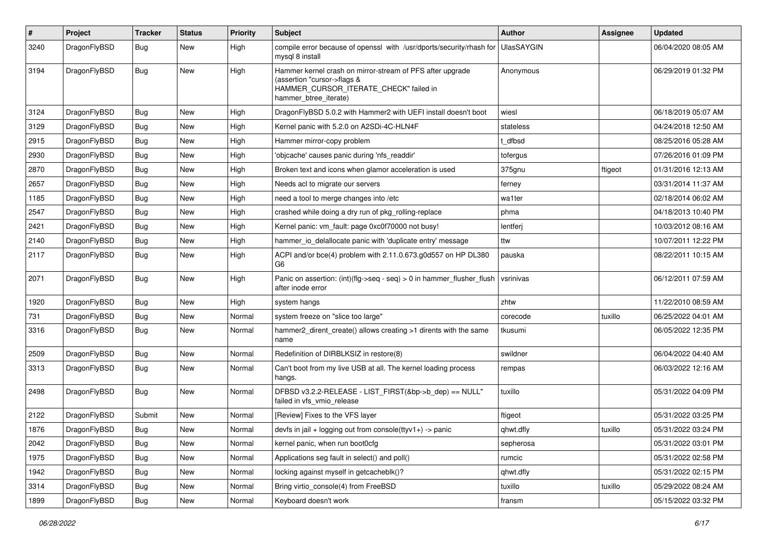| # | Project | Tracker | Status | Priority | Subject | Author | Assignee | Updated |
|---|---|---|---|---|---|---|---|---|
| 3240 | DragonFlyBSD | Bug | New | High | compile error because of openssl with /usr/dports/security/rhash for mysql 8 install | UlasSAYGIN | | 06/04/2020 08:05 AM |
| 3194 | DragonFlyBSD | Bug | New | High | Hammer kernel crash on mirror-stream of PFS after upgrade (assertion "cursor->flags & HAMMER_CURSOR_ITERATE_CHECK" failed in hammer_btree_iterate) | Anonymous | | 06/29/2019 01:32 PM |
| 3124 | DragonFlyBSD | Bug | New | High | DragonFlyBSD 5.0.2 with Hammer2 with UEFI install doesn't boot | wiesl | | 06/18/2019 05:07 AM |
| 3129 | DragonFlyBSD | Bug | New | High | Kernel panic with 5.2.0 on A2SDi-4C-HLN4F | stateless | | 04/24/2018 12:50 AM |
| 2915 | DragonFlyBSD | Bug | New | High | Hammer mirror-copy problem | t_dfbsd | | 08/25/2016 05:28 AM |
| 2930 | DragonFlyBSD | Bug | New | High | 'objcache' causes panic during 'nfs_readdir' | tofergus | | 07/26/2016 01:09 PM |
| 2870 | DragonFlyBSD | Bug | New | High | Broken text and icons when glamor acceleration is used | 375gnu | ftigeot | 01/31/2016 12:13 AM |
| 2657 | DragonFlyBSD | Bug | New | High | Needs acl to migrate our servers | ferney | | 03/31/2014 11:37 AM |
| 1185 | DragonFlyBSD | Bug | New | High | need a tool to merge changes into /etc | wa1ter | | 02/18/2014 06:02 AM |
| 2547 | DragonFlyBSD | Bug | New | High | crashed while doing a dry run of pkg_rolling-replace | phma | | 04/18/2013 10:40 PM |
| 2421 | DragonFlyBSD | Bug | New | High | Kernel panic: vm_fault: page 0xc0f70000 not busy! | lentferj | | 10/03/2012 08:16 AM |
| 2140 | DragonFlyBSD | Bug | New | High | hammer_io_delallocate panic with 'duplicate entry' message | ttw | | 10/07/2011 12:22 PM |
| 2117 | DragonFlyBSD | Bug | New | High | ACPI and/or bce(4) problem with 2.11.0.673.g0d557 on HP DL380 G6 | pauska | | 08/22/2011 10:15 AM |
| 2071 | DragonFlyBSD | Bug | New | High | Panic on assertion: (int)(flg->seq - seq) > 0 in hammer_flusher_flush after inode error | vsrinivas | | 06/12/2011 07:59 AM |
| 1920 | DragonFlyBSD | Bug | New | High | system hangs | zhtw | | 11/22/2010 08:59 AM |
| 731 | DragonFlyBSD | Bug | New | Normal | system freeze on "slice too large" | corecode | tuxillo | 06/25/2022 04:01 AM |
| 3316 | DragonFlyBSD | Bug | New | Normal | hammer2_dirent_create() allows creating >1 dirents with the same name | tkusumi | | 06/05/2022 12:35 PM |
| 2509 | DragonFlyBSD | Bug | New | Normal | Redefinition of DIRBLKSIZ in restore(8) | swildner | | 06/04/2022 04:40 AM |
| 3313 | DragonFlyBSD | Bug | New | Normal | Can't boot from my live USB at all. The kernel loading process hangs. | rempas | | 06/03/2022 12:16 AM |
| 2498 | DragonFlyBSD | Bug | New | Normal | DFBSD v3.2.2-RELEASE - LIST_FIRST(&bp->b_dep) == NULL" failed in vfs_vmio_release | tuxillo | | 05/31/2022 04:09 PM |
| 2122 | DragonFlyBSD | Submit | New | Normal | [Review] Fixes to the VFS layer | ftigeot | | 05/31/2022 03:25 PM |
| 1876 | DragonFlyBSD | Bug | New | Normal | devfs in jail + logging out from console(ttyv1+) -> panic | qhwt.dfly | tuxillo | 05/31/2022 03:24 PM |
| 2042 | DragonFlyBSD | Bug | New | Normal | kernel panic, when run boot0cfg | sepherosa | | 05/31/2022 03:01 PM |
| 1975 | DragonFlyBSD | Bug | New | Normal | Applications seg fault in select() and poll() | rumcic | | 05/31/2022 02:58 PM |
| 1942 | DragonFlyBSD | Bug | New | Normal | locking against myself in getcacheblk()? | qhwt.dfly | | 05/31/2022 02:15 PM |
| 3314 | DragonFlyBSD | Bug | New | Normal | Bring virtio_console(4) from FreeBSD | tuxillo | tuxillo | 05/29/2022 08:24 AM |
| 1899 | DragonFlyBSD | Bug | New | Normal | Keyboard doesn't work | fransm | | 05/15/2022 03:32 PM |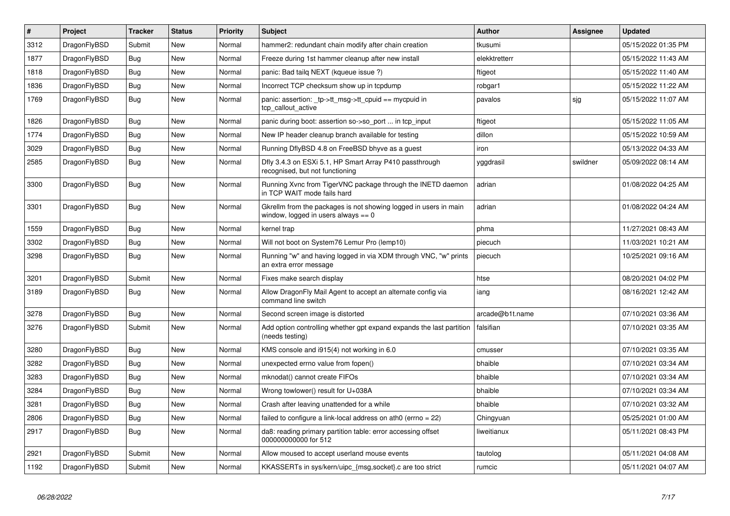| # | Project | Tracker | Status | Priority | Subject | Author | Assignee | Updated |
|---|---|---|---|---|---|---|---|---|
| 3312 | DragonFlyBSD | Submit | New | Normal | hammer2: redundant chain modify after chain creation | tkusumi | | 05/15/2022 01:35 PM |
| 1877 | DragonFlyBSD | Bug | New | Normal | Freeze during 1st hammer cleanup after new install | elekktretterr | | 05/15/2022 11:43 AM |
| 1818 | DragonFlyBSD | Bug | New | Normal | panic: Bad tailq NEXT (kqueue issue ?) | ftigeot | | 05/15/2022 11:40 AM |
| 1836 | DragonFlyBSD | Bug | New | Normal | Incorrect TCP checksum show up in tcpdump | robgar1 | | 05/15/2022 11:22 AM |
| 1769 | DragonFlyBSD | Bug | New | Normal | panic: assertion: _tp->tt_msg->tt_cpuid == mycpuid in tcp_callout_active | pavalos | sjg | 05/15/2022 11:07 AM |
| 1826 | DragonFlyBSD | Bug | New | Normal | panic during boot: assertion so->so_port ... in tcp_input | ftigeot | | 05/15/2022 11:05 AM |
| 1774 | DragonFlyBSD | Bug | New | Normal | New IP header cleanup branch available for testing | dillon | | 05/15/2022 10:59 AM |
| 3029 | DragonFlyBSD | Bug | New | Normal | Running DflyBSD 4.8 on FreeBSD bhyve as a guest | iron | | 05/13/2022 04:33 AM |
| 2585 | DragonFlyBSD | Bug | New | Normal | Dfly 3.4.3 on ESXi 5.1, HP Smart Array P410 passthrough recognised, but not functioning | yggdrasil | swildner | 05/09/2022 08:14 AM |
| 3300 | DragonFlyBSD | Bug | New | Normal | Running Xvnc from TigerVNC package through the INETD daemon in TCP WAIT mode fails hard | adrian | | 01/08/2022 04:25 AM |
| 3301 | DragonFlyBSD | Bug | New | Normal | Gkrellm from the packages is not showing logged in users in main window, logged in users always == 0 | adrian | | 01/08/2022 04:24 AM |
| 1559 | DragonFlyBSD | Bug | New | Normal | kernel trap | phma | | 11/27/2021 08:43 AM |
| 3302 | DragonFlyBSD | Bug | New | Normal | Will not boot on System76 Lemur Pro (lemp10) | piecuch | | 11/03/2021 10:21 AM |
| 3298 | DragonFlyBSD | Bug | New | Normal | Running "w" and having logged in via XDM through VNC, "w" prints an extra error message | piecuch | | 10/25/2021 09:16 AM |
| 3201 | DragonFlyBSD | Submit | New | Normal | Fixes make search display | htse | | 08/20/2021 04:02 PM |
| 3189 | DragonFlyBSD | Bug | New | Normal | Allow DragonFly Mail Agent to accept an alternate config via command line switch | iang | | 08/16/2021 12:42 AM |
| 3278 | DragonFlyBSD | Bug | New | Normal | Second screen image is distorted | arcade@b1t.name | | 07/10/2021 03:36 AM |
| 3276 | DragonFlyBSD | Submit | New | Normal | Add option controlling whether gpt expand expands the last partition (needs testing) | falsifian | | 07/10/2021 03:35 AM |
| 3280 | DragonFlyBSD | Bug | New | Normal | KMS console and i915(4) not working in 6.0 | cmusser | | 07/10/2021 03:35 AM |
| 3282 | DragonFlyBSD | Bug | New | Normal | unexpected errno value from fopen() | bhaible | | 07/10/2021 03:34 AM |
| 3283 | DragonFlyBSD | Bug | New | Normal | mknodat() cannot create FIFOs | bhaible | | 07/10/2021 03:34 AM |
| 3284 | DragonFlyBSD | Bug | New | Normal | Wrong towlower() result for U+038A | bhaible | | 07/10/2021 03:34 AM |
| 3281 | DragonFlyBSD | Bug | New | Normal | Crash after leaving unattended for a while | bhaible | | 07/10/2021 03:32 AM |
| 2806 | DragonFlyBSD | Bug | New | Normal | failed to configure a link-local address on ath0 (errno = 22) | Chingyuan | | 05/25/2021 01:00 AM |
| 2917 | DragonFlyBSD | Bug | New | Normal | da8: reading primary partition table: error accessing offset 000000000000 for 512 | liweitianux | | 05/11/2021 08:43 PM |
| 2921 | DragonFlyBSD | Submit | New | Normal | Allow moused to accept userland mouse events | tautolog | | 05/11/2021 04:08 AM |
| 1192 | DragonFlyBSD | Submit | New | Normal | KKASSERTs in sys/kern/uipc_{msg,socket}.c are too strict | rumcic | | 05/11/2021 04:07 AM |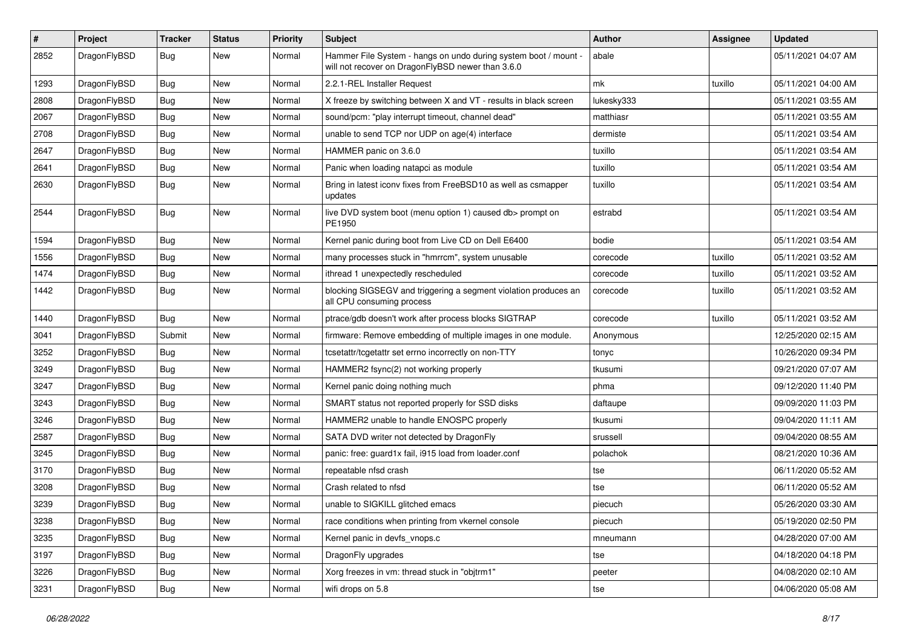| # | Project | Tracker | Status | Priority | Subject | Author | Assignee | Updated |
|---|---|---|---|---|---|---|---|---|
| 2852 | DragonFlyBSD | Bug | New | Normal | Hammer File System - hangs on undo during system boot / mount - will not recover on DragonFlyBSD newer than 3.6.0 | abale | | 05/11/2021 04:07 AM |
| 1293 | DragonFlyBSD | Bug | New | Normal | 2.2.1-REL Installer Request | mk | tuxillo | 05/11/2021 04:00 AM |
| 2808 | DragonFlyBSD | Bug | New | Normal | X freeze by switching between X and VT - results in black screen | lukesky333 | | 05/11/2021 03:55 AM |
| 2067 | DragonFlyBSD | Bug | New | Normal | sound/pcm: "play interrupt timeout, channel dead" | matthiasr | | 05/11/2021 03:55 AM |
| 2708 | DragonFlyBSD | Bug | New | Normal | unable to send TCP nor UDP on age(4) interface | dermiste | | 05/11/2021 03:54 AM |
| 2647 | DragonFlyBSD | Bug | New | Normal | HAMMER panic on 3.6.0 | tuxillo | | 05/11/2021 03:54 AM |
| 2641 | DragonFlyBSD | Bug | New | Normal | Panic when loading natapci as module | tuxillo | | 05/11/2021 03:54 AM |
| 2630 | DragonFlyBSD | Bug | New | Normal | Bring in latest iconv fixes from FreeBSD10 as well as csmapper updates | tuxillo | | 05/11/2021 03:54 AM |
| 2544 | DragonFlyBSD | Bug | New | Normal | live DVD system boot (menu option 1) caused db> prompt on PE1950 | estrabd | | 05/11/2021 03:54 AM |
| 1594 | DragonFlyBSD | Bug | New | Normal | Kernel panic during boot from Live CD on Dell E6400 | bodie | | 05/11/2021 03:54 AM |
| 1556 | DragonFlyBSD | Bug | New | Normal | many processes stuck in "hmrrcm", system unusable | corecode | tuxillo | 05/11/2021 03:52 AM |
| 1474 | DragonFlyBSD | Bug | New | Normal | ithread 1 unexpectedly rescheduled | corecode | tuxillo | 05/11/2021 03:52 AM |
| 1442 | DragonFlyBSD | Bug | New | Normal | blocking SIGSEGV and triggering a segment violation produces an all CPU consuming process | corecode | tuxillo | 05/11/2021 03:52 AM |
| 1440 | DragonFlyBSD | Bug | New | Normal | ptrace/gdb doesn't work after process blocks SIGTRAP | corecode | tuxillo | 05/11/2021 03:52 AM |
| 3041 | DragonFlyBSD | Submit | New | Normal | firmware: Remove embedding of multiple images in one module. | Anonymous | | 12/25/2020 02:15 AM |
| 3252 | DragonFlyBSD | Bug | New | Normal | tcsetattr/tcgetattr set errno incorrectly on non-TTY | tonyc | | 10/26/2020 09:34 PM |
| 3249 | DragonFlyBSD | Bug | New | Normal | HAMMER2 fsync(2) not working properly | tkusumi | | 09/21/2020 07:07 AM |
| 3247 | DragonFlyBSD | Bug | New | Normal | Kernel panic doing nothing much | phma | | 09/12/2020 11:40 PM |
| 3243 | DragonFlyBSD | Bug | New | Normal | SMART status not reported properly for SSD disks | daftaupe | | 09/09/2020 11:03 PM |
| 3246 | DragonFlyBSD | Bug | New | Normal | HAMMER2 unable to handle ENOSPC properly | tkusumi | | 09/04/2020 11:11 AM |
| 2587 | DragonFlyBSD | Bug | New | Normal | SATA DVD writer not detected by DragonFly | srussell | | 09/04/2020 08:55 AM |
| 3245 | DragonFlyBSD | Bug | New | Normal | panic: free: guard1x fail, i915 load from loader.conf | polachok | | 08/21/2020 10:36 AM |
| 3170 | DragonFlyBSD | Bug | New | Normal | repeatable nfsd crash | tse | | 06/11/2020 05:52 AM |
| 3208 | DragonFlyBSD | Bug | New | Normal | Crash related to nfsd | tse | | 06/11/2020 05:52 AM |
| 3239 | DragonFlyBSD | Bug | New | Normal | unable to SIGKILL glitched emacs | piecuch | | 05/26/2020 03:30 AM |
| 3238 | DragonFlyBSD | Bug | New | Normal | race conditions when printing from vkernel console | piecuch | | 05/19/2020 02:50 PM |
| 3235 | DragonFlyBSD | Bug | New | Normal | Kernel panic in devfs_vnops.c | mneumann | | 04/28/2020 07:00 AM |
| 3197 | DragonFlyBSD | Bug | New | Normal | DragonFly upgrades | tse | | 04/18/2020 04:18 PM |
| 3226 | DragonFlyBSD | Bug | New | Normal | Xorg freezes in vm: thread stuck in "objtrm1" | peeter | | 04/08/2020 02:10 AM |
| 3231 | DragonFlyBSD | Bug | New | Normal | wifi drops on 5.8 | tse | | 04/06/2020 05:08 AM |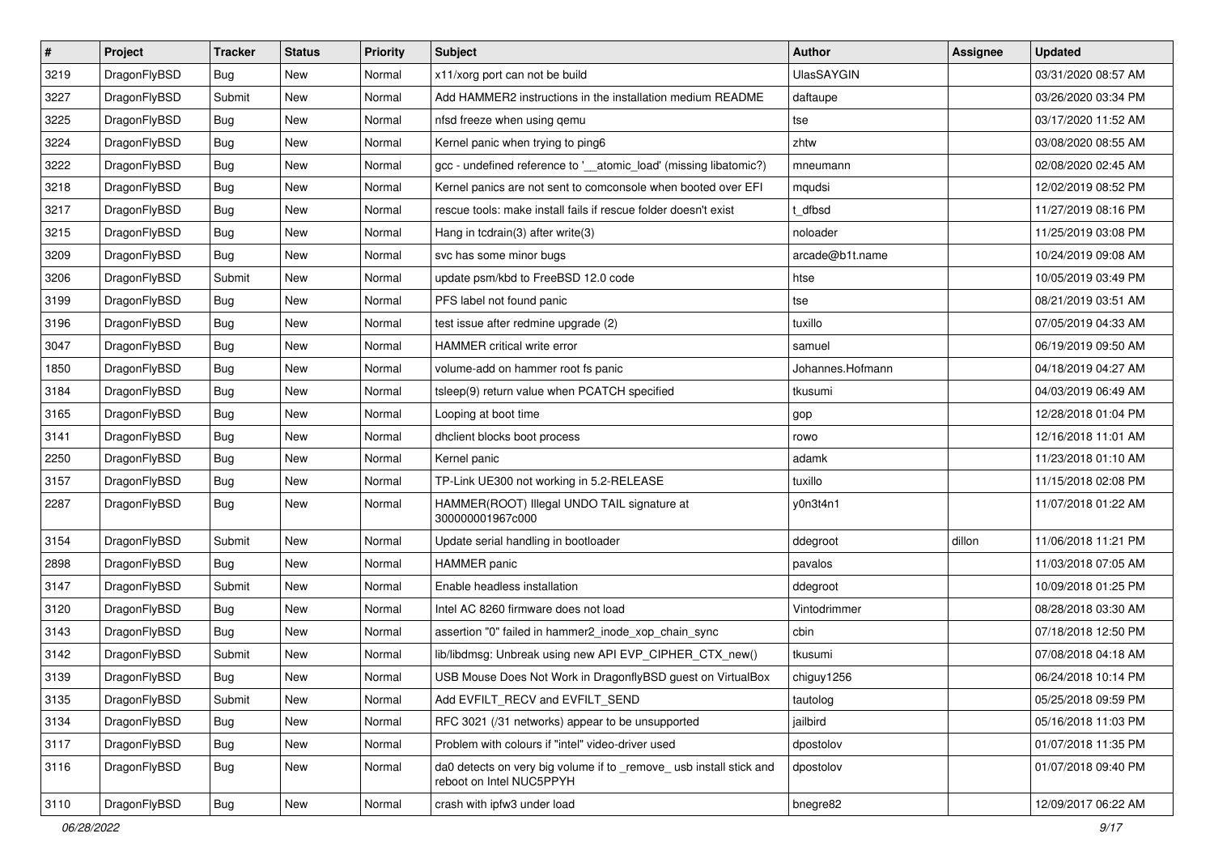| # | Project | Tracker | Status | Priority | Subject | Author | Assignee | Updated |
|---|---|---|---|---|---|---|---|---|
| 3219 | DragonFlyBSD | Bug | New | Normal | x11/xorg port can not be build | UlasSAYGIN | | 03/31/2020 08:57 AM |
| 3227 | DragonFlyBSD | Submit | New | Normal | Add HAMMER2 instructions in the installation medium README | daftaupe | | 03/26/2020 03:34 PM |
| 3225 | DragonFlyBSD | Bug | New | Normal | nfsd freeze when using qemu | tse | | 03/17/2020 11:52 AM |
| 3224 | DragonFlyBSD | Bug | New | Normal | Kernel panic when trying to ping6 | zhtw | | 03/08/2020 08:55 AM |
| 3222 | DragonFlyBSD | Bug | New | Normal | gcc - undefined reference to '__atomic_load' (missing libatomic?) | mneumann | | 02/08/2020 02:45 AM |
| 3218 | DragonFlyBSD | Bug | New | Normal | Kernel panics are not sent to comconsole when booted over EFI | mqudsi | | 12/02/2019 08:52 PM |
| 3217 | DragonFlyBSD | Bug | New | Normal | rescue tools: make install fails if rescue folder doesn't exist | t_dfbsd | | 11/27/2019 08:16 PM |
| 3215 | DragonFlyBSD | Bug | New | Normal | Hang in tcdrain(3) after write(3) | noloader | | 11/25/2019 03:08 PM |
| 3209 | DragonFlyBSD | Bug | New | Normal | svc has some minor bugs | arcade@b1t.name | | 10/24/2019 09:08 AM |
| 3206 | DragonFlyBSD | Submit | New | Normal | update psm/kbd to FreeBSD 12.0 code | htse | | 10/05/2019 03:49 PM |
| 3199 | DragonFlyBSD | Bug | New | Normal | PFS label not found panic | tse | | 08/21/2019 03:51 AM |
| 3196 | DragonFlyBSD | Bug | New | Normal | test issue after redmine upgrade (2) | tuxillo | | 07/05/2019 04:33 AM |
| 3047 | DragonFlyBSD | Bug | New | Normal | HAMMER critical write error | samuel | | 06/19/2019 09:50 AM |
| 1850 | DragonFlyBSD | Bug | New | Normal | volume-add on hammer root fs panic | Johannes.Hofmann | | 04/18/2019 04:27 AM |
| 3184 | DragonFlyBSD | Bug | New | Normal | tsleep(9) return value when PCATCH specified | tkusumi | | 04/03/2019 06:49 AM |
| 3165 | DragonFlyBSD | Bug | New | Normal | Looping at boot time | gop | | 12/28/2018 01:04 PM |
| 3141 | DragonFlyBSD | Bug | New | Normal | dhclient blocks boot process | rowo | | 12/16/2018 11:01 AM |
| 2250 | DragonFlyBSD | Bug | New | Normal | Kernel panic | adamk | | 11/23/2018 01:10 AM |
| 3157 | DragonFlyBSD | Bug | New | Normal | TP-Link UE300 not working in 5.2-RELEASE | tuxillo | | 11/15/2018 02:08 PM |
| 2287 | DragonFlyBSD | Bug | New | Normal | HAMMER(ROOT) Illegal UNDO TAIL signature at 300000001967c000 | y0n3t4n1 | | 11/07/2018 01:22 AM |
| 3154 | DragonFlyBSD | Submit | New | Normal | Update serial handling in bootloader | ddegroot | dillon | 11/06/2018 11:21 PM |
| 2898 | DragonFlyBSD | Bug | New | Normal | HAMMER panic | pavalos | | 11/03/2018 07:05 AM |
| 3147 | DragonFlyBSD | Submit | New | Normal | Enable headless installation | ddegroot | | 10/09/2018 01:25 PM |
| 3120 | DragonFlyBSD | Bug | New | Normal | Intel AC 8260 firmware does not load | Vintodrimmer | | 08/28/2018 03:30 AM |
| 3143 | DragonFlyBSD | Bug | New | Normal | assertion "0" failed in hammer2_inode_xop_chain_sync | cbin | | 07/18/2018 12:50 PM |
| 3142 | DragonFlyBSD | Submit | New | Normal | lib/libdmsg: Unbreak using new API EVP_CIPHER_CTX_new() | tkusumi | | 07/08/2018 04:18 AM |
| 3139 | DragonFlyBSD | Bug | New | Normal | USB Mouse Does Not Work in DragonflyBSD guest on VirtualBox | chiguy1256 | | 06/24/2018 10:14 PM |
| 3135 | DragonFlyBSD | Submit | New | Normal | Add EVFILT_RECV and EVFILT_SEND | tautolog | | 05/25/2018 09:59 PM |
| 3134 | DragonFlyBSD | Bug | New | Normal | RFC 3021 (/31 networks) appear to be unsupported | jailbird | | 05/16/2018 11:03 PM |
| 3117 | DragonFlyBSD | Bug | New | Normal | Problem with colours if "intel" video-driver used | dpostolov | | 01/07/2018 11:35 PM |
| 3116 | DragonFlyBSD | Bug | New | Normal | da0 detects on very big volume if to _remove_ usb install stick and reboot on Intel NUC5PPYH | dpostolov | | 01/07/2018 09:40 PM |
| 3110 | DragonFlyBSD | Bug | New | Normal | crash with ipfw3 under load | bnegre82 | | 12/09/2017 06:22 AM |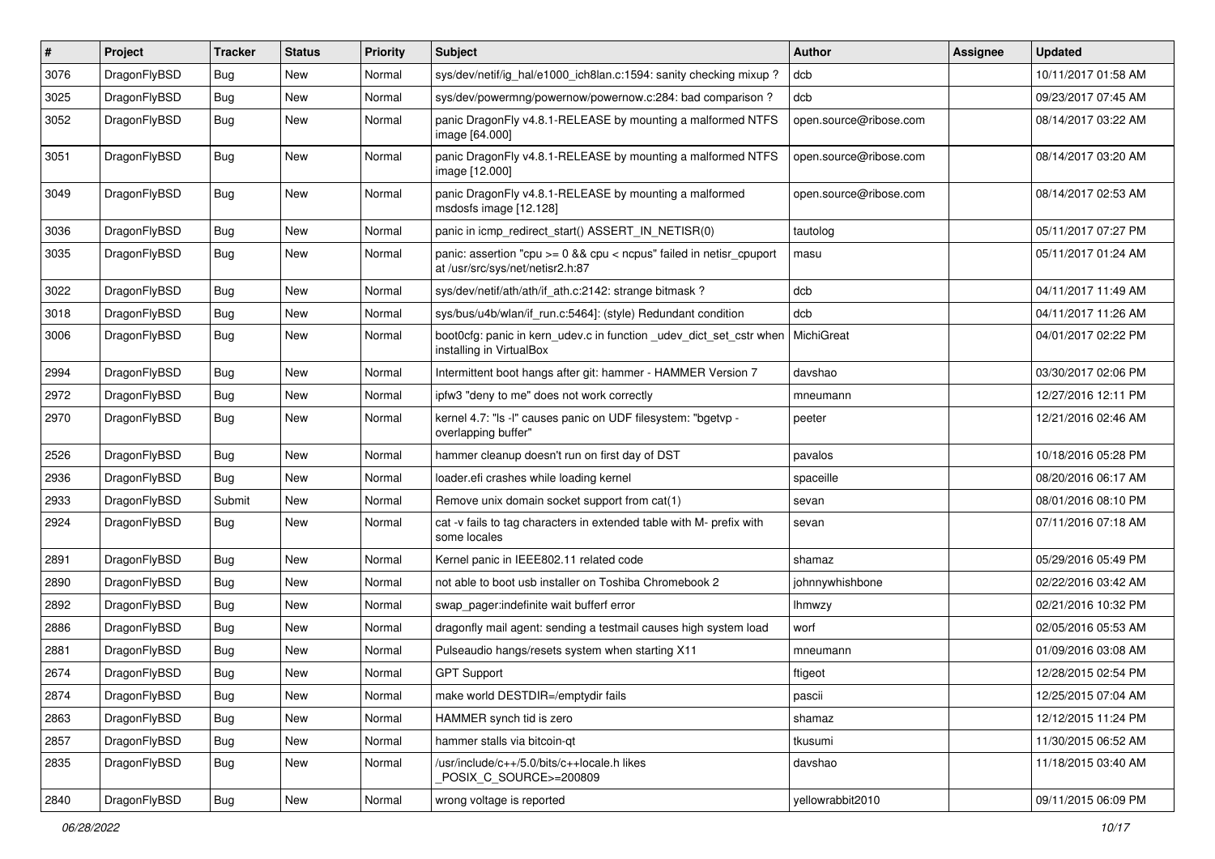| # | Project | Tracker | Status | Priority | Subject | Author | Assignee | Updated |
|---|---|---|---|---|---|---|---|---|
| 3076 | DragonFlyBSD | Bug | New | Normal | sys/dev/netif/ig_hal/e1000_ich8lan.c:1594: sanity checking mixup ? | dcb | | 10/11/2017 01:58 AM |
| 3025 | DragonFlyBSD | Bug | New | Normal | sys/dev/powermng/powernow/powernow.c:284: bad comparison ? | dcb | | 09/23/2017 07:45 AM |
| 3052 | DragonFlyBSD | Bug | New | Normal | panic DragonFly v4.8.1-RELEASE by mounting a malformed NTFS image [64.000] | open.source@ribose.com | | 08/14/2017 03:22 AM |
| 3051 | DragonFlyBSD | Bug | New | Normal | panic DragonFly v4.8.1-RELEASE by mounting a malformed NTFS image [12.000] | open.source@ribose.com | | 08/14/2017 03:20 AM |
| 3049 | DragonFlyBSD | Bug | New | Normal | panic DragonFly v4.8.1-RELEASE by mounting a malformed msdosfs image [12.128] | open.source@ribose.com | | 08/14/2017 02:53 AM |
| 3036 | DragonFlyBSD | Bug | New | Normal | panic in icmp_redirect_start() ASSERT_IN_NETISR(0) | tautolog | | 05/11/2017 07:27 PM |
| 3035 | DragonFlyBSD | Bug | New | Normal | panic: assertion "cpu >= 0 && cpu < ncpus" failed in netisr_cpuport at /usr/src/sys/net/netisr2.h:87 | masu | | 05/11/2017 01:24 AM |
| 3022 | DragonFlyBSD | Bug | New | Normal | sys/dev/netif/ath/ath/if_ath.c:2142: strange bitmask ? | dcb | | 04/11/2017 11:49 AM |
| 3018 | DragonFlyBSD | Bug | New | Normal | sys/bus/u4b/wlan/if_run.c:5464]: (style) Redundant condition | dcb | | 04/11/2017 11:26 AM |
| 3006 | DragonFlyBSD | Bug | New | Normal | boot0cfg: panic in kern_udev.c in function _udev_dict_set_cstr when installing in VirtualBox | MichiGreat | | 04/01/2017 02:22 PM |
| 2994 | DragonFlyBSD | Bug | New | Normal | Intermittent boot hangs after git: hammer - HAMMER Version 7 | davshao | | 03/30/2017 02:06 PM |
| 2972 | DragonFlyBSD | Bug | New | Normal | ipfw3 "deny to me" does not work correctly | mneumann | | 12/27/2016 12:11 PM |
| 2970 | DragonFlyBSD | Bug | New | Normal | kernel 4.7: "ls -l" causes panic on UDF filesystem: "bgetvp - overlapping buffer" | peeter | | 12/21/2016 02:46 AM |
| 2526 | DragonFlyBSD | Bug | New | Normal | hammer cleanup doesn't run on first day of DST | pavalos | | 10/18/2016 05:28 PM |
| 2936 | DragonFlyBSD | Bug | New | Normal | loader.efi crashes while loading kernel | spaceille | | 08/20/2016 06:17 AM |
| 2933 | DragonFlyBSD | Submit | New | Normal | Remove unix domain socket support from cat(1) | sevan | | 08/01/2016 08:10 PM |
| 2924 | DragonFlyBSD | Bug | New | Normal | cat -v fails to tag characters in extended table with M- prefix with some locales | sevan | | 07/11/2016 07:18 AM |
| 2891 | DragonFlyBSD | Bug | New | Normal | Kernel panic in IEEE802.11 related code | shamaz | | 05/29/2016 05:49 PM |
| 2890 | DragonFlyBSD | Bug | New | Normal | not able to boot usb installer on Toshiba Chromebook 2 | johnnywhishbone | | 02/22/2016 03:42 AM |
| 2892 | DragonFlyBSD | Bug | New | Normal | swap_pager:indefinite wait bufferf error | lhmwzy | | 02/21/2016 10:32 PM |
| 2886 | DragonFlyBSD | Bug | New | Normal | dragonfly mail agent: sending a testmail causes high system load | worf | | 02/05/2016 05:53 AM |
| 2881 | DragonFlyBSD | Bug | New | Normal | Pulseaudio hangs/resets system when starting X11 | mneumann | | 01/09/2016 03:08 AM |
| 2674 | DragonFlyBSD | Bug | New | Normal | GPT Support | ftigeot | | 12/28/2015 02:54 PM |
| 2874 | DragonFlyBSD | Bug | New | Normal | make world DESTDIR=/emptydir fails | pascii | | 12/25/2015 07:04 AM |
| 2863 | DragonFlyBSD | Bug | New | Normal | HAMMER synch tid is zero | shamaz | | 12/12/2015 11:24 PM |
| 2857 | DragonFlyBSD | Bug | New | Normal | hammer stalls via bitcoin-qt | tkusumi | | 11/30/2015 06:52 AM |
| 2835 | DragonFlyBSD | Bug | New | Normal | /usr/include/c++/5.0/bits/c++locale.h likes _POSIX_C_SOURCE>=200809 | davshao | | 11/18/2015 03:40 AM |
| 2840 | DragonFlyBSD | Bug | New | Normal | wrong voltage is reported | yellowrabbit2010 | | 09/11/2015 06:09 PM |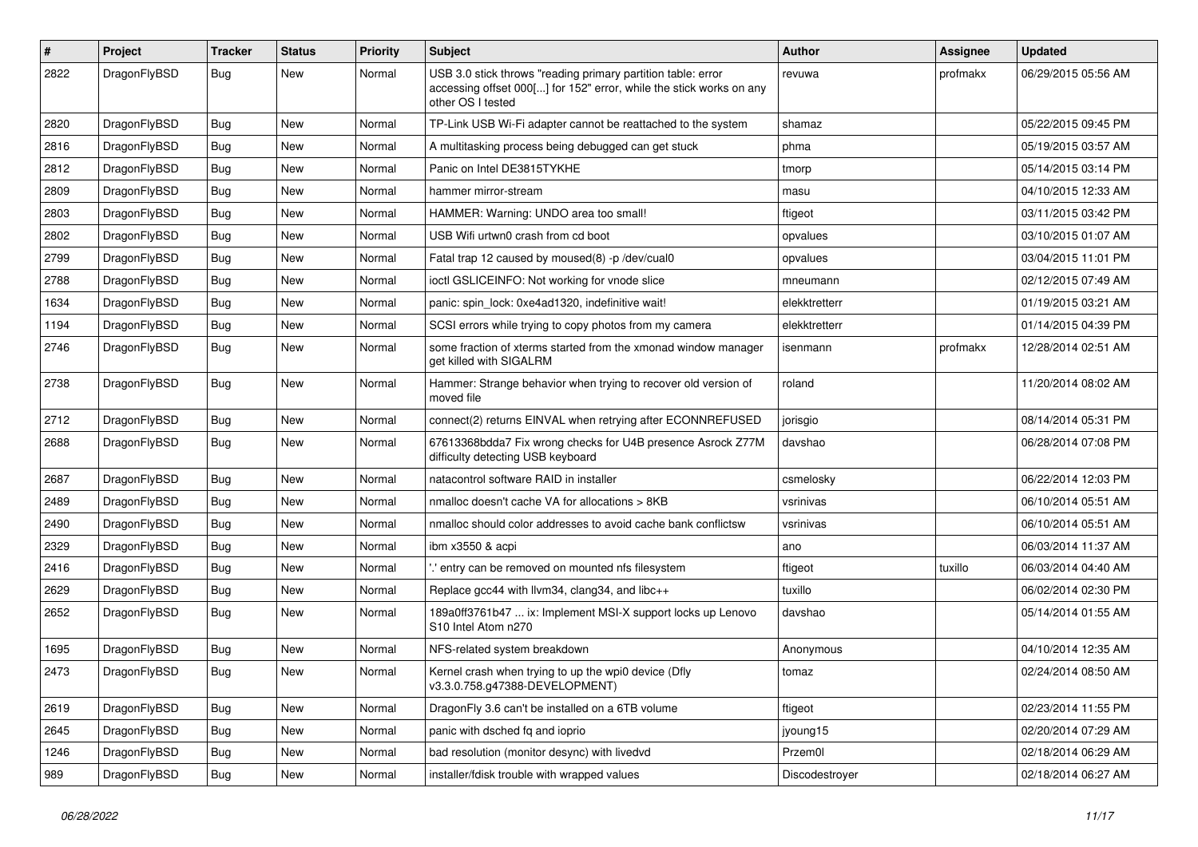| # | Project | Tracker | Status | Priority | Subject | Author | Assignee | Updated |
|---|---|---|---|---|---|---|---|---|
| 2822 | DragonFlyBSD | Bug | New | Normal | USB 3.0 stick throws "reading primary partition table: error accessing offset 000[...] for 152" error, while the stick works on any other OS I tested | revuwa | profmakx | 06/29/2015 05:56 AM |
| 2820 | DragonFlyBSD | Bug | New | Normal | TP-Link USB Wi-Fi adapter cannot be reattached to the system | shamaz | | 05/22/2015 09:45 PM |
| 2816 | DragonFlyBSD | Bug | New | Normal | A multitasking process being debugged can get stuck | phma | | 05/19/2015 03:57 AM |
| 2812 | DragonFlyBSD | Bug | New | Normal | Panic on Intel DE3815TYKHE | tmorp | | 05/14/2015 03:14 PM |
| 2809 | DragonFlyBSD | Bug | New | Normal | hammer mirror-stream | masu | | 04/10/2015 12:33 AM |
| 2803 | DragonFlyBSD | Bug | New | Normal | HAMMER: Warning: UNDO area too small! | ftigeot | | 03/11/2015 03:42 PM |
| 2802 | DragonFlyBSD | Bug | New | Normal | USB Wifi urtwn0 crash from cd boot | opvalues | | 03/10/2015 01:07 AM |
| 2799 | DragonFlyBSD | Bug | New | Normal | Fatal trap 12 caused by moused(8) -p /dev/cual0 | opvalues | | 03/04/2015 11:01 PM |
| 2788 | DragonFlyBSD | Bug | New | Normal | ioctl GSLICEINFO: Not working for vnode slice | mneumann | | 02/12/2015 07:49 AM |
| 1634 | DragonFlyBSD | Bug | New | Normal | panic: spin_lock: 0xe4ad1320, indefinitive wait! | elekktretterr | | 01/19/2015 03:21 AM |
| 1194 | DragonFlyBSD | Bug | New | Normal | SCSI errors while trying to copy photos from my camera | elekktretterr | | 01/14/2015 04:39 PM |
| 2746 | DragonFlyBSD | Bug | New | Normal | some fraction of xterms started from the xmonad window manager get killed with SIGALRM | isenmann | profmakx | 12/28/2014 02:51 AM |
| 2738 | DragonFlyBSD | Bug | New | Normal | Hammer: Strange behavior when trying to recover old version of moved file | roland | | 11/20/2014 08:02 AM |
| 2712 | DragonFlyBSD | Bug | New | Normal | connect(2) returns EINVAL when retrying after ECONNREFUSED | jorisgio | | 08/14/2014 05:31 PM |
| 2688 | DragonFlyBSD | Bug | New | Normal | 67613368bdda7 Fix wrong checks for U4B presence Asrock Z77M difficulty detecting USB keyboard | davshao | | 06/28/2014 07:08 PM |
| 2687 | DragonFlyBSD | Bug | New | Normal | natacontrol software RAID in installer | csmelosky | | 06/22/2014 12:03 PM |
| 2489 | DragonFlyBSD | Bug | New | Normal | nmalloc doesn't cache VA for allocations > 8KB | vsrinivas | | 06/10/2014 05:51 AM |
| 2490 | DragonFlyBSD | Bug | New | Normal | nmalloc should color addresses to avoid cache bank conflictsw | vsrinivas | | 06/10/2014 05:51 AM |
| 2329 | DragonFlyBSD | Bug | New | Normal | ibm x3550 & acpi | ano | | 06/03/2014 11:37 AM |
| 2416 | DragonFlyBSD | Bug | New | Normal | '.' entry can be removed on mounted nfs filesystem | ftigeot | tuxillo | 06/03/2014 04:40 AM |
| 2629 | DragonFlyBSD | Bug | New | Normal | Replace gcc44 with llvm34, clang34, and libc++ | tuxillo | | 06/02/2014 02:30 PM |
| 2652 | DragonFlyBSD | Bug | New | Normal | 189a0ff3761b47 ... ix: Implement MSI-X support locks up Lenovo S10 Intel Atom n270 | davshao | | 05/14/2014 01:55 AM |
| 1695 | DragonFlyBSD | Bug | New | Normal | NFS-related system breakdown | Anonymous | | 04/10/2014 12:35 AM |
| 2473 | DragonFlyBSD | Bug | New | Normal | Kernel crash when trying to up the wpi0 device (Dfly v3.3.0.758.g47388-DEVELOPMENT) | tomaz | | 02/24/2014 08:50 AM |
| 2619 | DragonFlyBSD | Bug | New | Normal | DragonFly 3.6 can't be installed on a 6TB volume | ftigeot | | 02/23/2014 11:55 PM |
| 2645 | DragonFlyBSD | Bug | New | Normal | panic with dsched fq and ioprio | jyoung15 | | 02/20/2014 07:29 AM |
| 1246 | DragonFlyBSD | Bug | New | Normal | bad resolution (monitor desync) with livedvd | Przem0l | | 02/18/2014 06:29 AM |
| 989 | DragonFlyBSD | Bug | New | Normal | installer/fdisk trouble with wrapped values | Discodestroyer | | 02/18/2014 06:27 AM |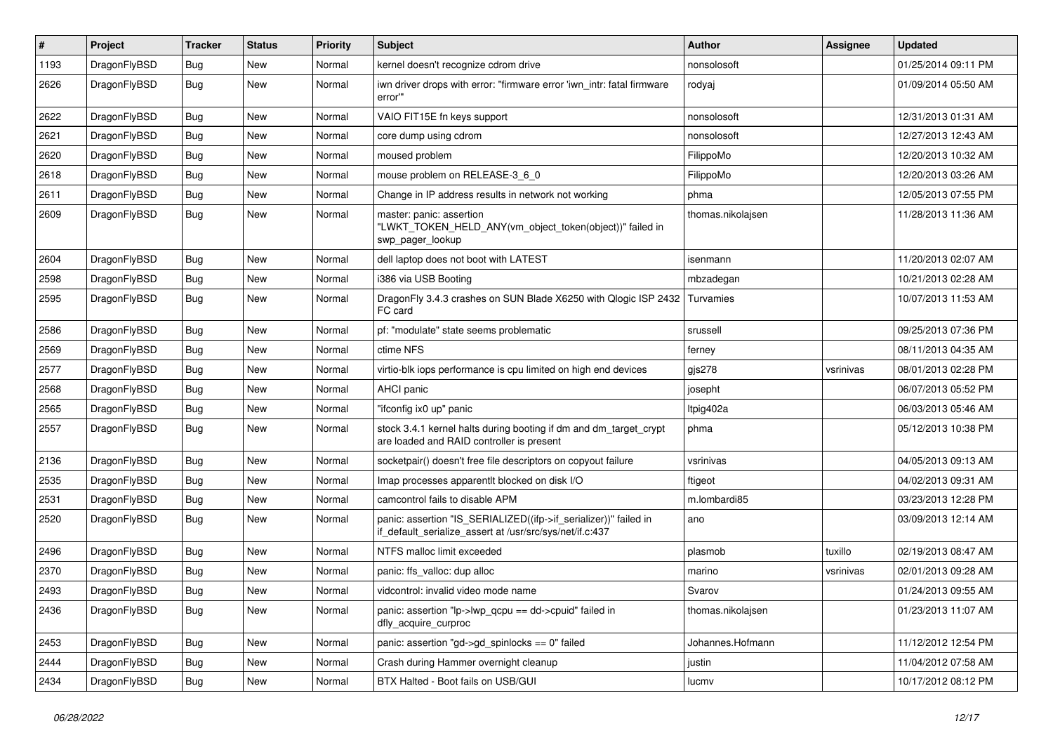| # | Project | Tracker | Status | Priority | Subject | Author | Assignee | Updated |
|---|---|---|---|---|---|---|---|---|
| 1193 | DragonFlyBSD | Bug | New | Normal | kernel doesn't recognize cdrom drive | nonsolosoft | | 01/25/2014 09:11 PM |
| 2626 | DragonFlyBSD | Bug | New | Normal | iwn driver drops with error: "firmware error 'iwn_intr: fatal firmware error'" | rodyaj | | 01/09/2014 05:50 AM |
| 2622 | DragonFlyBSD | Bug | New | Normal | VAIO FIT15E fn keys support | nonsolosoft | | 12/31/2013 01:31 AM |
| 2621 | DragonFlyBSD | Bug | New | Normal | core dump using cdrom | nonsolosoft | | 12/27/2013 12:43 AM |
| 2620 | DragonFlyBSD | Bug | New | Normal | moused problem | FilippoMo | | 12/20/2013 10:32 AM |
| 2618 | DragonFlyBSD | Bug | New | Normal | mouse problem on RELEASE-3_6_0 | FilippoMo | | 12/20/2013 03:26 AM |
| 2611 | DragonFlyBSD | Bug | New | Normal | Change in IP address results in network not working | phma | | 12/05/2013 07:55 PM |
| 2609 | DragonFlyBSD | Bug | New | Normal | master: panic: assertion "LWKT_TOKEN_HELD_ANY(vm_object_token(object))" failed in swp_pager_lookup | thomas.nikolajsen | | 11/28/2013 11:36 AM |
| 2604 | DragonFlyBSD | Bug | New | Normal | dell laptop does not boot with LATEST | isenmann | | 11/20/2013 02:07 AM |
| 2598 | DragonFlyBSD | Bug | New | Normal | i386 via USB Booting | mbzadegan | | 10/21/2013 02:28 AM |
| 2595 | DragonFlyBSD | Bug | New | Normal | DragonFly 3.4.3 crashes on SUN Blade X6250 with Qlogic ISP 2432 FC card | Turvamies | | 10/07/2013 11:53 AM |
| 2586 | DragonFlyBSD | Bug | New | Normal | pf: "modulate" state seems problematic | srussell | | 09/25/2013 07:36 PM |
| 2569 | DragonFlyBSD | Bug | New | Normal | ctime NFS | ferney | | 08/11/2013 04:35 AM |
| 2577 | DragonFlyBSD | Bug | New | Normal | virtio-blk iops performance is cpu limited on high end devices | gjs278 | vsrinivas | 08/01/2013 02:28 PM |
| 2568 | DragonFlyBSD | Bug | New | Normal | AHCI panic | josepht | | 06/07/2013 05:52 PM |
| 2565 | DragonFlyBSD | Bug | New | Normal | "ifconfig ix0 up" panic | ltpig402a | | 06/03/2013 05:46 AM |
| 2557 | DragonFlyBSD | Bug | New | Normal | stock 3.4.1 kernel halts during booting if dm and dm_target_crypt are loaded and RAID controller is present | phma | | 05/12/2013 10:38 PM |
| 2136 | DragonFlyBSD | Bug | New | Normal | socketpair() doesn't free file descriptors on copyout failure | vsrinivas | | 04/05/2013 09:13 AM |
| 2535 | DragonFlyBSD | Bug | New | Normal | Imap processes apparentlt blocked on disk I/O | ftigeot | | 04/02/2013 09:31 AM |
| 2531 | DragonFlyBSD | Bug | New | Normal | camcontrol fails to disable APM | m.lombardi85 | | 03/23/2013 12:28 PM |
| 2520 | DragonFlyBSD | Bug | New | Normal | panic: assertion "IS_SERIALIZED((ifp->if_serializer))" failed in if_default_serialize_assert at /usr/src/sys/net/if.c:437 | ano | | 03/09/2013 12:14 AM |
| 2496 | DragonFlyBSD | Bug | New | Normal | NTFS malloc limit exceeded | plasmob | tuxillo | 02/19/2013 08:47 AM |
| 2370 | DragonFlyBSD | Bug | New | Normal | panic: ffs_valloc: dup alloc | marino | vsrinivas | 02/01/2013 09:28 AM |
| 2493 | DragonFlyBSD | Bug | New | Normal | vidcontrol: invalid video mode name | Svarov | | 01/24/2013 09:55 AM |
| 2436 | DragonFlyBSD | Bug | New | Normal | panic: assertion "lp->lwp_qcpu == dd->cpuid" failed in dfly_acquire_curproc | thomas.nikolajsen | | 01/23/2013 11:07 AM |
| 2453 | DragonFlyBSD | Bug | New | Normal | panic: assertion "gd->gd_spinlocks == 0" failed | Johannes.Hofmann | | 11/12/2012 12:54 PM |
| 2444 | DragonFlyBSD | Bug | New | Normal | Crash during Hammer overnight cleanup | justin | | 11/04/2012 07:58 AM |
| 2434 | DragonFlyBSD | Bug | New | Normal | BTX Halted - Boot fails on USB/GUI | lucmv | | 10/17/2012 08:12 PM |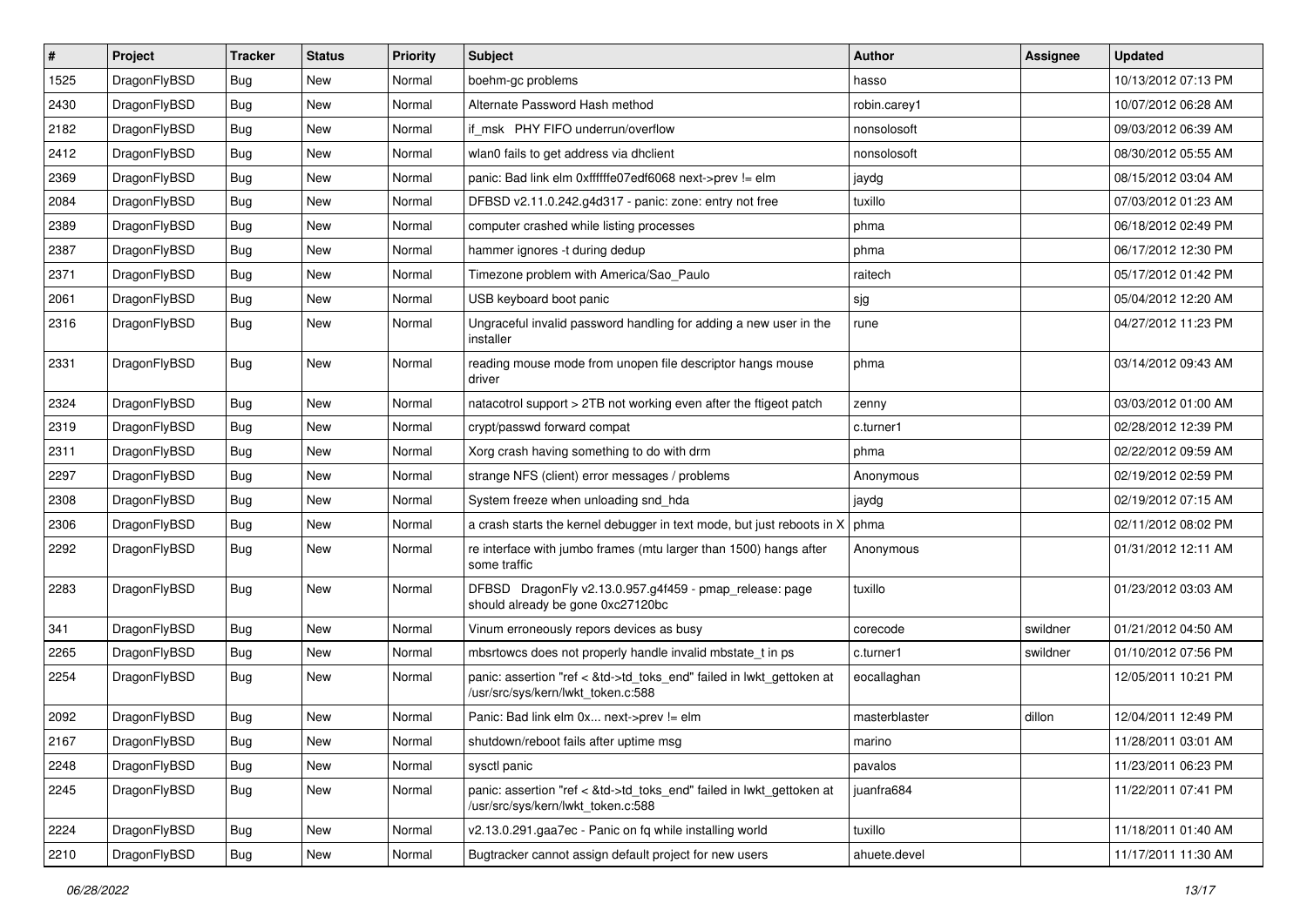| # | Project | Tracker | Status | Priority | Subject | Author | Assignee | Updated |
|---|---|---|---|---|---|---|---|---|
| 1525 | DragonFlyBSD | Bug | New | Normal | boehm-gc problems | hasso | | 10/13/2012 07:13 PM |
| 2430 | DragonFlyBSD | Bug | New | Normal | Alternate Password Hash method | robin.carey1 | | 10/07/2012 06:28 AM |
| 2182 | DragonFlyBSD | Bug | New | Normal | if_msk PHY FIFO underrun/overflow | nonsolosoft | | 09/03/2012 06:39 AM |
| 2412 | DragonFlyBSD | Bug | New | Normal | wlan0 fails to get address via dhclient | nonsolosoft | | 08/30/2012 05:55 AM |
| 2369 | DragonFlyBSD | Bug | New | Normal | panic: Bad link elm 0xffffffe07edf6068 next->prev != elm | jaydg | | 08/15/2012 03:04 AM |
| 2084 | DragonFlyBSD | Bug | New | Normal | DFBSD v2.11.0.242.g4d317 - panic: zone: entry not free | tuxillo | | 07/03/2012 01:23 AM |
| 2389 | DragonFlyBSD | Bug | New | Normal | computer crashed while listing processes | phma | | 06/18/2012 02:49 PM |
| 2387 | DragonFlyBSD | Bug | New | Normal | hammer ignores -t during dedup | phma | | 06/17/2012 12:30 PM |
| 2371 | DragonFlyBSD | Bug | New | Normal | Timezone problem with America/Sao_Paulo | raitech | | 05/17/2012 01:42 PM |
| 2061 | DragonFlyBSD | Bug | New | Normal | USB keyboard boot panic | sjg | | 05/04/2012 12:20 AM |
| 2316 | DragonFlyBSD | Bug | New | Normal | Ungraceful invalid password handling for adding a new user in the installer | rune | | 04/27/2012 11:23 PM |
| 2331 | DragonFlyBSD | Bug | New | Normal | reading mouse mode from unopen file descriptor hangs mouse driver | phma | | 03/14/2012 09:43 AM |
| 2324 | DragonFlyBSD | Bug | New | Normal | natacotrol support > 2TB not working even after the ftigeot patch | zenny | | 03/03/2012 01:00 AM |
| 2319 | DragonFlyBSD | Bug | New | Normal | crypt/passwd forward compat | c.turner1 | | 02/28/2012 12:39 PM |
| 2311 | DragonFlyBSD | Bug | New | Normal | Xorg crash having something to do with drm | phma | | 02/22/2012 09:59 AM |
| 2297 | DragonFlyBSD | Bug | New | Normal | strange NFS (client) error messages / problems | Anonymous | | 02/19/2012 02:59 PM |
| 2308 | DragonFlyBSD | Bug | New | Normal | System freeze when unloading snd_hda | jaydg | | 02/19/2012 07:15 AM |
| 2306 | DragonFlyBSD | Bug | New | Normal | a crash starts the kernel debugger in text mode, but just reboots in X | phma | | 02/11/2012 08:02 PM |
| 2292 | DragonFlyBSD | Bug | New | Normal | re interface with jumbo frames (mtu larger than 1500) hangs after some traffic | Anonymous | | 01/31/2012 12:11 AM |
| 2283 | DragonFlyBSD | Bug | New | Normal | DFBSD DragonFly v2.13.0.957.g4f459 - pmap_release: page should already be gone 0xc27120bc | tuxillo | | 01/23/2012 03:03 AM |
| 341 | DragonFlyBSD | Bug | New | Normal | Vinum erroneously repors devices as busy | corecode | swildner | 01/21/2012 04:50 AM |
| 2265 | DragonFlyBSD | Bug | New | Normal | mbsrtowcs does not properly handle invalid mbstate_t in ps | c.turner1 | swildner | 01/10/2012 07:56 PM |
| 2254 | DragonFlyBSD | Bug | New | Normal | panic: assertion "ref < &td->td_toks_end" failed in lwkt_gettoken at /usr/src/sys/kern/lwkt_token.c:588 | eocallaghan | | 12/05/2011 10:21 PM |
| 2092 | DragonFlyBSD | Bug | New | Normal | Panic: Bad link elm 0x... next->prev != elm | masterblaster | dillon | 12/04/2011 12:49 PM |
| 2167 | DragonFlyBSD | Bug | New | Normal | shutdown/reboot fails after uptime msg | marino | | 11/28/2011 03:01 AM |
| 2248 | DragonFlyBSD | Bug | New | Normal | sysctl panic | pavalos | | 11/23/2011 06:23 PM |
| 2245 | DragonFlyBSD | Bug | New | Normal | panic: assertion "ref < &td->td_toks_end" failed in lwkt_gettoken at /usr/src/sys/kern/lwkt_token.c:588 | juanfra684 | | 11/22/2011 07:41 PM |
| 2224 | DragonFlyBSD | Bug | New | Normal | v2.13.0.291.gaa7ec - Panic on fq while installing world | tuxillo | | 11/18/2011 01:40 AM |
| 2210 | DragonFlyBSD | Bug | New | Normal | Bugtracker cannot assign default project for new users | ahuete.devel | | 11/17/2011 11:30 AM |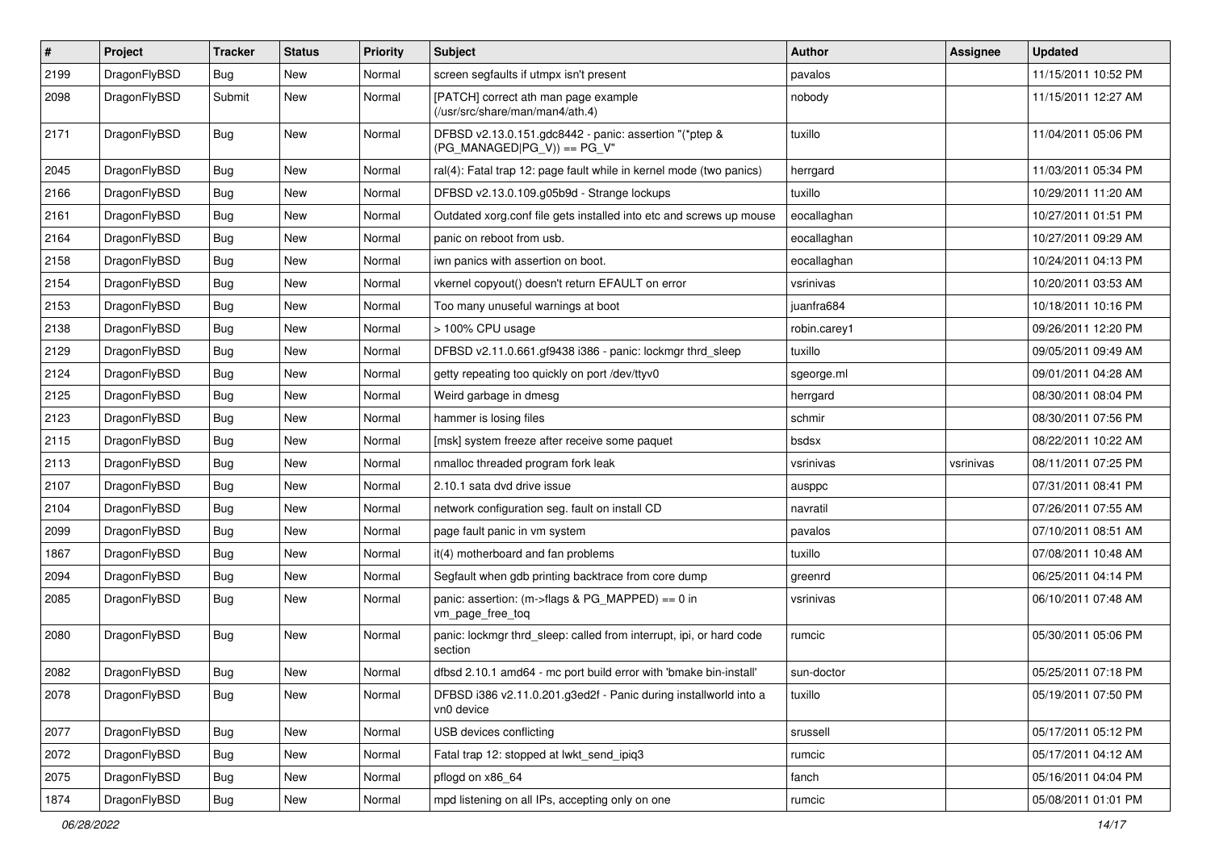| # | Project | Tracker | Status | Priority | Subject | Author | Assignee | Updated |
|---|---|---|---|---|---|---|---|---|
| 2199 | DragonFlyBSD | Bug | New | Normal | screen segfaults if utmpx isn't present | pavalos | | 11/15/2011 10:52 PM |
| 2098 | DragonFlyBSD | Submit | New | Normal | [PATCH] correct ath man page example (/usr/src/share/man/man4/ath.4) | nobody | | 11/15/2011 12:27 AM |
| 2171 | DragonFlyBSD | Bug | New | Normal | DFBSD v2.13.0.151.gdc8442 - panic: assertion "(*ptep & (PG_MANAGED\|PG_V)) == PG_V" | tuxillo | | 11/04/2011 05:06 PM |
| 2045 | DragonFlyBSD | Bug | New | Normal | ral(4): Fatal trap 12: page fault while in kernel mode (two panics) | herrgard | | 11/03/2011 05:34 PM |
| 2166 | DragonFlyBSD | Bug | New | Normal | DFBSD v2.13.0.109.g05b9d - Strange lockups | tuxillo | | 10/29/2011 11:20 AM |
| 2161 | DragonFlyBSD | Bug | New | Normal | Outdated xorg.conf file gets installed into etc and screws up mouse | eocallaghan | | 10/27/2011 01:51 PM |
| 2164 | DragonFlyBSD | Bug | New | Normal | panic on reboot from usb. | eocallaghan | | 10/27/2011 09:29 AM |
| 2158 | DragonFlyBSD | Bug | New | Normal | iwn panics with assertion on boot. | eocallaghan | | 10/24/2011 04:13 PM |
| 2154 | DragonFlyBSD | Bug | New | Normal | vkernel copyout() doesn't return EFAULT on error | vsrinivas | | 10/20/2011 03:53 AM |
| 2153 | DragonFlyBSD | Bug | New | Normal | Too many unuseful warnings at boot | juanfra684 | | 10/18/2011 10:16 PM |
| 2138 | DragonFlyBSD | Bug | New | Normal | > 100% CPU usage | robin.carey1 | | 09/26/2011 12:20 PM |
| 2129 | DragonFlyBSD | Bug | New | Normal | DFBSD v2.11.0.661.gf9438 i386 - panic: lockmgr thrd_sleep | tuxillo | | 09/05/2011 09:49 AM |
| 2124 | DragonFlyBSD | Bug | New | Normal | getty repeating too quickly on port /dev/ttyv0 | sgeorge.ml | | 09/01/2011 04:28 AM |
| 2125 | DragonFlyBSD | Bug | New | Normal | Weird garbage in dmesg | herrgard | | 08/30/2011 08:04 PM |
| 2123 | DragonFlyBSD | Bug | New | Normal | hammer is losing files | schmir | | 08/30/2011 07:56 PM |
| 2115 | DragonFlyBSD | Bug | New | Normal | [msk] system freeze after receive some paquet | bsdsx | | 08/22/2011 10:22 AM |
| 2113 | DragonFlyBSD | Bug | New | Normal | nmalloc threaded program fork leak | vsrinivas | vsrinivas | 08/11/2011 07:25 PM |
| 2107 | DragonFlyBSD | Bug | New | Normal | 2.10.1 sata dvd drive issue | ausppc | | 07/31/2011 08:41 PM |
| 2104 | DragonFlyBSD | Bug | New | Normal | network configuration seg. fault on install CD | navratil | | 07/26/2011 07:55 AM |
| 2099 | DragonFlyBSD | Bug | New | Normal | page fault panic in vm system | pavalos | | 07/10/2011 08:51 AM |
| 1867 | DragonFlyBSD | Bug | New | Normal | it(4) motherboard and fan problems | tuxillo | | 07/08/2011 10:48 AM |
| 2094 | DragonFlyBSD | Bug | New | Normal | Segfault when gdb printing backtrace from core dump | greenrd | | 06/25/2011 04:14 PM |
| 2085 | DragonFlyBSD | Bug | New | Normal | panic: assertion: (m->flags & PG_MAPPED) == 0 in vm_page_free_toq | vsrinivas | | 06/10/2011 07:48 AM |
| 2080 | DragonFlyBSD | Bug | New | Normal | panic: lockmgr thrd_sleep: called from interrupt, ipi, or hard code section | rumcic | | 05/30/2011 05:06 PM |
| 2082 | DragonFlyBSD | Bug | New | Normal | dfbsd 2.10.1 amd64 - mc port build error with 'bmake bin-install' | sun-doctor | | 05/25/2011 07:18 PM |
| 2078 | DragonFlyBSD | Bug | New | Normal | DFBSD i386 v2.11.0.201.g3ed2f - Panic during installworld into a vn0 device | tuxillo | | 05/19/2011 07:50 PM |
| 2077 | DragonFlyBSD | Bug | New | Normal | USB devices conflicting | srussell | | 05/17/2011 05:12 PM |
| 2072 | DragonFlyBSD | Bug | New | Normal | Fatal trap 12: stopped at lwkt_send_ipiq3 | rumcic | | 05/17/2011 04:12 AM |
| 2075 | DragonFlyBSD | Bug | New | Normal | pflogd on x86_64 | fanch | | 05/16/2011 04:04 PM |
| 1874 | DragonFlyBSD | Bug | New | Normal | mpd listening on all IPs, accepting only on one | rumcic | | 05/08/2011 01:01 PM |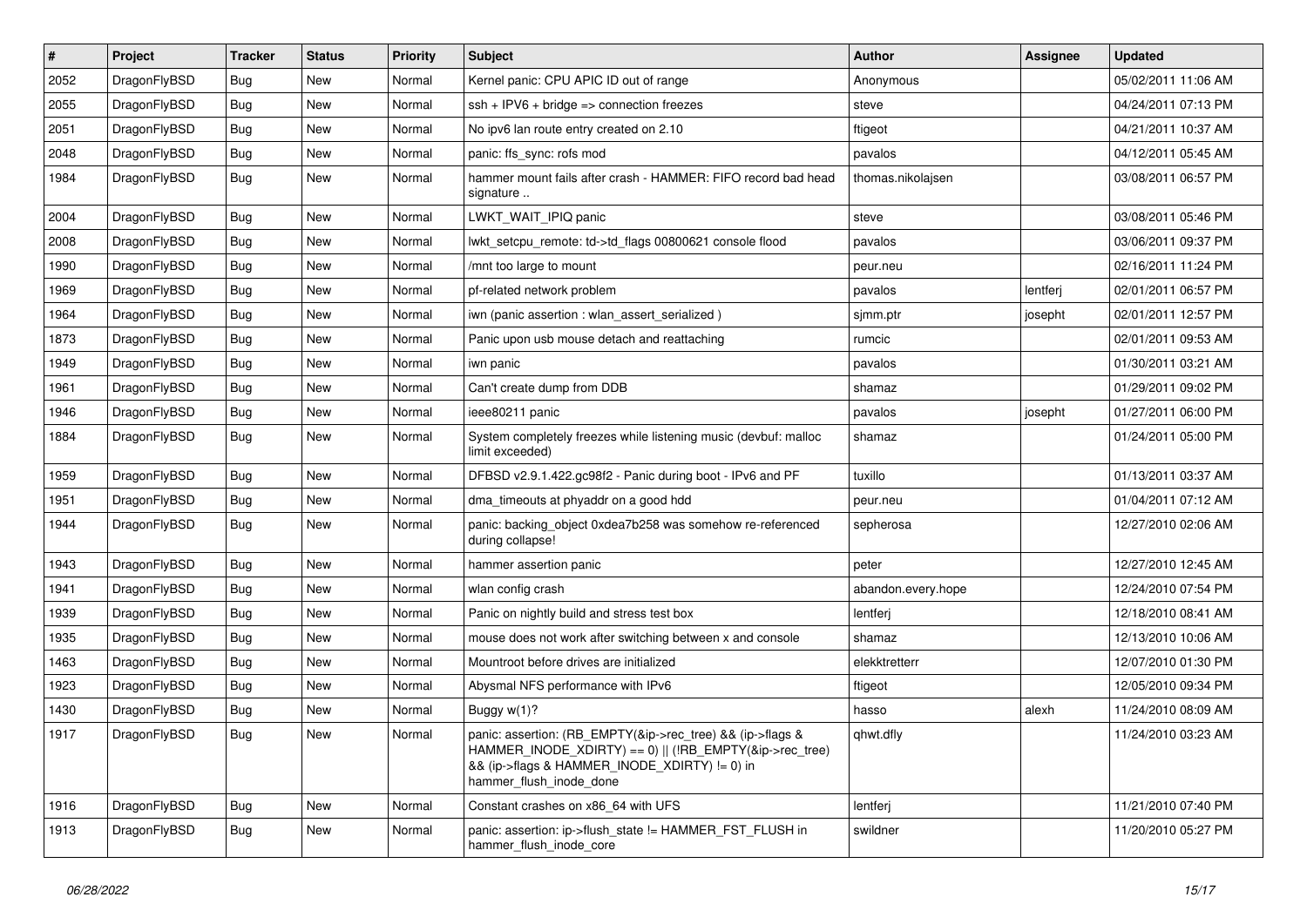| # | Project | Tracker | Status | Priority | Subject | Author | Assignee | Updated |
|---|---|---|---|---|---|---|---|---|
| 2052 | DragonFlyBSD | Bug | New | Normal | Kernel panic: CPU APIC ID out of range | Anonymous | | 05/02/2011 11:06 AM |
| 2055 | DragonFlyBSD | Bug | New | Normal | ssh + IPV6 + bridge => connection freezes | steve | | 04/24/2011 07:13 PM |
| 2051 | DragonFlyBSD | Bug | New | Normal | No ipv6 lan route entry created on 2.10 | ftigeot | | 04/21/2011 10:37 AM |
| 2048 | DragonFlyBSD | Bug | New | Normal | panic: ffs_sync: rofs mod | pavalos | | 04/12/2011 05:45 AM |
| 1984 | DragonFlyBSD | Bug | New | Normal | hammer mount fails after crash - HAMMER: FIFO record bad head signature .. | thomas.nikolajsen | | 03/08/2011 06:57 PM |
| 2004 | DragonFlyBSD | Bug | New | Normal | LWKT_WAIT_IPIQ panic | steve | | 03/08/2011 05:46 PM |
| 2008 | DragonFlyBSD | Bug | New | Normal | lwkt_setcpu_remote: td->td_flags 00800621 console flood | pavalos | | 03/06/2011 09:37 PM |
| 1990 | DragonFlyBSD | Bug | New | Normal | /mnt too large to mount | peur.neu | | 02/16/2011 11:24 PM |
| 1969 | DragonFlyBSD | Bug | New | Normal | pf-related network problem | pavalos | lentferj | 02/01/2011 06:57 PM |
| 1964 | DragonFlyBSD | Bug | New | Normal | iwn (panic assertion : wlan_assert_serialized ) | sjmm.ptr | josepht | 02/01/2011 12:57 PM |
| 1873 | DragonFlyBSD | Bug | New | Normal | Panic upon usb mouse detach and reattaching | rumcic | | 02/01/2011 09:53 AM |
| 1949 | DragonFlyBSD | Bug | New | Normal | iwn panic | pavalos | | 01/30/2011 03:21 AM |
| 1961 | DragonFlyBSD | Bug | New | Normal | Can't create dump from DDB | shamaz | | 01/29/2011 09:02 PM |
| 1946 | DragonFlyBSD | Bug | New | Normal | ieee80211 panic | pavalos | josepht | 01/27/2011 06:00 PM |
| 1884 | DragonFlyBSD | Bug | New | Normal | System completely freezes while listening music (devbuf: malloc limit exceeded) | shamaz | | 01/24/2011 05:00 PM |
| 1959 | DragonFlyBSD | Bug | New | Normal | DFBSD v2.9.1.422.gc98f2 - Panic during boot - IPv6 and PF | tuxillo | | 01/13/2011 03:37 AM |
| 1951 | DragonFlyBSD | Bug | New | Normal | dma_timeouts at phyaddr on a good hdd | peur.neu | | 01/04/2011 07:12 AM |
| 1944 | DragonFlyBSD | Bug | New | Normal | panic: backing_object 0xdea7b258 was somehow re-referenced during collapse! | sepherosa | | 12/27/2010 02:06 AM |
| 1943 | DragonFlyBSD | Bug | New | Normal | hammer assertion panic | peter | | 12/27/2010 12:45 AM |
| 1941 | DragonFlyBSD | Bug | New | Normal | wlan config crash | abandon.every.hope | | 12/24/2010 07:54 PM |
| 1939 | DragonFlyBSD | Bug | New | Normal | Panic on nightly build and stress test box | lentferj | | 12/18/2010 08:41 AM |
| 1935 | DragonFlyBSD | Bug | New | Normal | mouse does not work after switching between x and console | shamaz | | 12/13/2010 10:06 AM |
| 1463 | DragonFlyBSD | Bug | New | Normal | Mountroot before drives are initialized | elekktretterr | | 12/07/2010 01:30 PM |
| 1923 | DragonFlyBSD | Bug | New | Normal | Abysmal NFS performance with IPv6 | ftigeot | | 12/05/2010 09:34 PM |
| 1430 | DragonFlyBSD | Bug | New | Normal | Buggy w(1)? | hasso | alexh | 11/24/2010 08:09 AM |
| 1917 | DragonFlyBSD | Bug | New | Normal | panic: assertion: (RB_EMPTY(&ip->rec_tree) && (ip->flags & HAMMER_INODE_XDIRTY) == 0) \|\| (!RB_EMPTY(&ip->rec_tree) && (ip->flags & HAMMER_INODE_XDIRTY) != 0) in hammer_flush_inode_done | qhwt.dfly | | 11/24/2010 03:23 AM |
| 1916 | DragonFlyBSD | Bug | New | Normal | Constant crashes on x86_64 with UFS | lentferj | | 11/21/2010 07:40 PM |
| 1913 | DragonFlyBSD | Bug | New | Normal | panic: assertion: ip->flush_state != HAMMER_FST_FLUSH in hammer_flush_inode_core | swildner | | 11/20/2010 05:27 PM |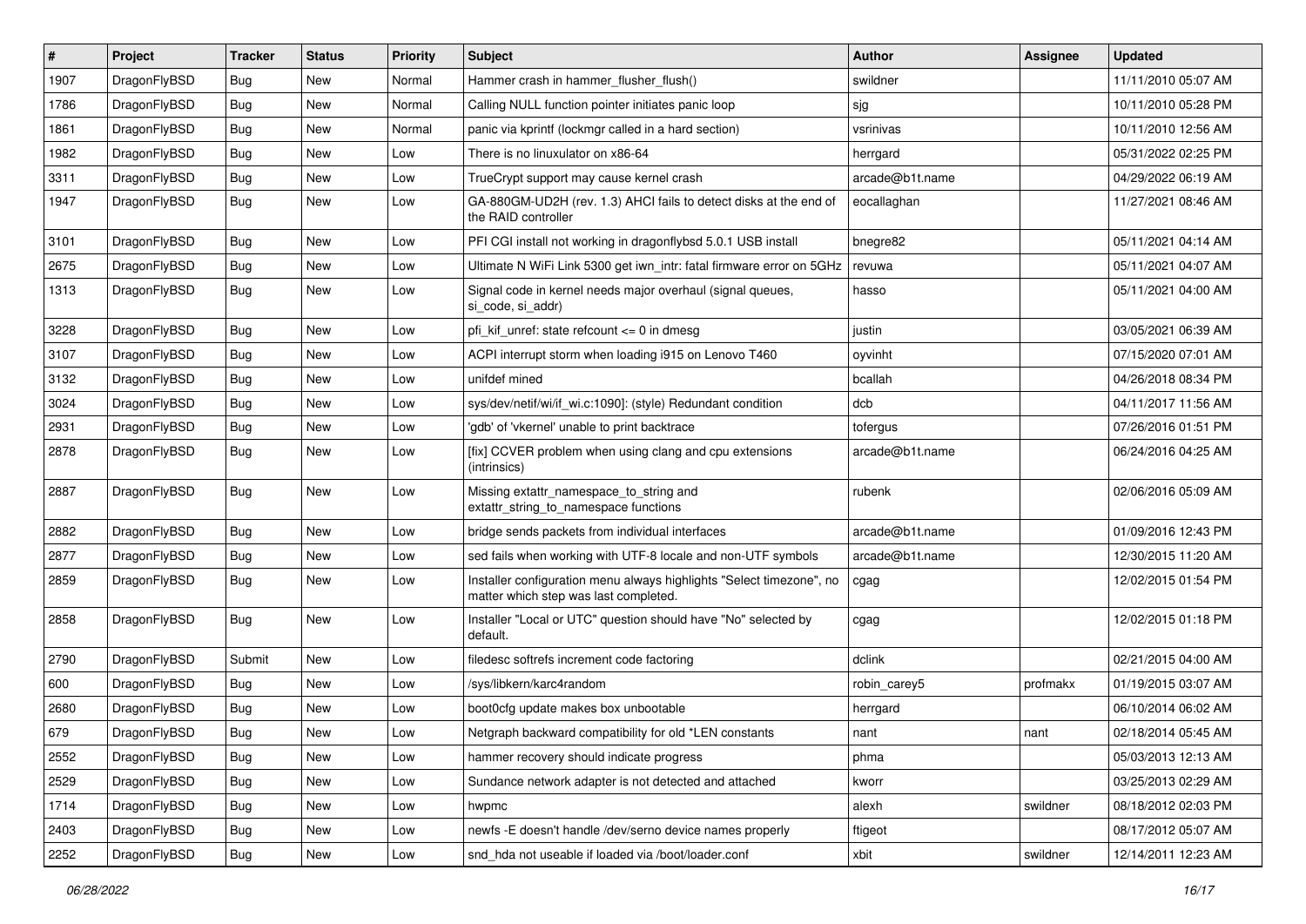| # | Project | Tracker | Status | Priority | Subject | Author | Assignee | Updated |
|---|---|---|---|---|---|---|---|---|
| 1907 | DragonFlyBSD | Bug | New | Normal | Hammer crash in hammer_flusher_flush() | swildner | | 11/11/2010 05:07 AM |
| 1786 | DragonFlyBSD | Bug | New | Normal | Calling NULL function pointer initiates panic loop | sjg | | 10/11/2010 05:28 PM |
| 1861 | DragonFlyBSD | Bug | New | Normal | panic via kprintf (lockmgr called in a hard section) | vsrinivas | | 10/11/2010 12:56 AM |
| 1982 | DragonFlyBSD | Bug | New | Low | There is no linuxulator on x86-64 | herrgard | | 05/31/2022 02:25 PM |
| 3311 | DragonFlyBSD | Bug | New | Low | TrueCrypt support may cause kernel crash | arcade@b1t.name | | 04/29/2022 06:19 AM |
| 1947 | DragonFlyBSD | Bug | New | Low | GA-880GM-UD2H (rev. 1.3) AHCI fails to detect disks at the end of the RAID controller | eocallaghan | | 11/27/2021 08:46 AM |
| 3101 | DragonFlyBSD | Bug | New | Low | PFI CGI install not working in dragonflybsd 5.0.1 USB install | bnegre82 | | 05/11/2021 04:14 AM |
| 2675 | DragonFlyBSD | Bug | New | Low | Ultimate N WiFi Link 5300 get iwn_intr: fatal firmware error on 5GHz | revuwa | | 05/11/2021 04:07 AM |
| 1313 | DragonFlyBSD | Bug | New | Low | Signal code in kernel needs major overhaul (signal queues, si_code, si_addr) | hasso | | 05/11/2021 04:00 AM |
| 3228 | DragonFlyBSD | Bug | New | Low | pfi_kif_unref: state refcount <= 0 in dmesg | justin | | 03/05/2021 06:39 AM |
| 3107 | DragonFlyBSD | Bug | New | Low | ACPI interrupt storm when loading i915 on Lenovo T460 | oyvinht | | 07/15/2020 07:01 AM |
| 3132 | DragonFlyBSD | Bug | New | Low | unifdef mined | bcallah | | 04/26/2018 08:34 PM |
| 3024 | DragonFlyBSD | Bug | New | Low | sys/dev/netif/wi/if_wi.c:1090]: (style) Redundant condition | dcb | | 04/11/2017 11:56 AM |
| 2931 | DragonFlyBSD | Bug | New | Low | 'gdb' of 'vkernel' unable to print backtrace | tofergus | | 07/26/2016 01:51 PM |
| 2878 | DragonFlyBSD | Bug | New | Low | [fix] CCVER problem when using clang and cpu extensions (intrinsics) | arcade@b1t.name | | 06/24/2016 04:25 AM |
| 2887 | DragonFlyBSD | Bug | New | Low | Missing extattr_namespace_to_string and extattr_string_to_namespace functions | rubenk | | 02/06/2016 05:09 AM |
| 2882 | DragonFlyBSD | Bug | New | Low | bridge sends packets from individual interfaces | arcade@b1t.name | | 01/09/2016 12:43 PM |
| 2877 | DragonFlyBSD | Bug | New | Low | sed fails when working with UTF-8 locale and non-UTF symbols | arcade@b1t.name | | 12/30/2015 11:20 AM |
| 2859 | DragonFlyBSD | Bug | New | Low | Installer configuration menu always highlights "Select timezone", no matter which step was last completed. | cgag | | 12/02/2015 01:54 PM |
| 2858 | DragonFlyBSD | Bug | New | Low | Installer "Local or UTC" question should have "No" selected by default. | cgag | | 12/02/2015 01:18 PM |
| 2790 | DragonFlyBSD | Submit | New | Low | filedesc softrefs increment code factoring | dclink | | 02/21/2015 04:00 AM |
| 600 | DragonFlyBSD | Bug | New | Low | /sys/libkern/karc4random | robin_carey5 | profmakx | 01/19/2015 03:07 AM |
| 2680 | DragonFlyBSD | Bug | New | Low | boot0cfg update makes box unbootable | herrgard | | 06/10/2014 06:02 AM |
| 679 | DragonFlyBSD | Bug | New | Low | Netgraph backward compatibility for old *LEN constants | nant | nant | 02/18/2014 05:45 AM |
| 2552 | DragonFlyBSD | Bug | New | Low | hammer recovery should indicate progress | phma | | 05/03/2013 12:13 AM |
| 2529 | DragonFlyBSD | Bug | New | Low | Sundance network adapter is not detected and attached | kworr | | 03/25/2013 02:29 AM |
| 1714 | DragonFlyBSD | Bug | New | Low | hwpmc | alexh | swildner | 08/18/2012 02:03 PM |
| 2403 | DragonFlyBSD | Bug | New | Low | newfs -E doesn't handle /dev/serno device names properly | ftigeot | | 08/17/2012 05:07 AM |
| 2252 | DragonFlyBSD | Bug | New | Low | snd_hda not useable if loaded via /boot/loader.conf | xbit | swildner | 12/14/2011 12:23 AM |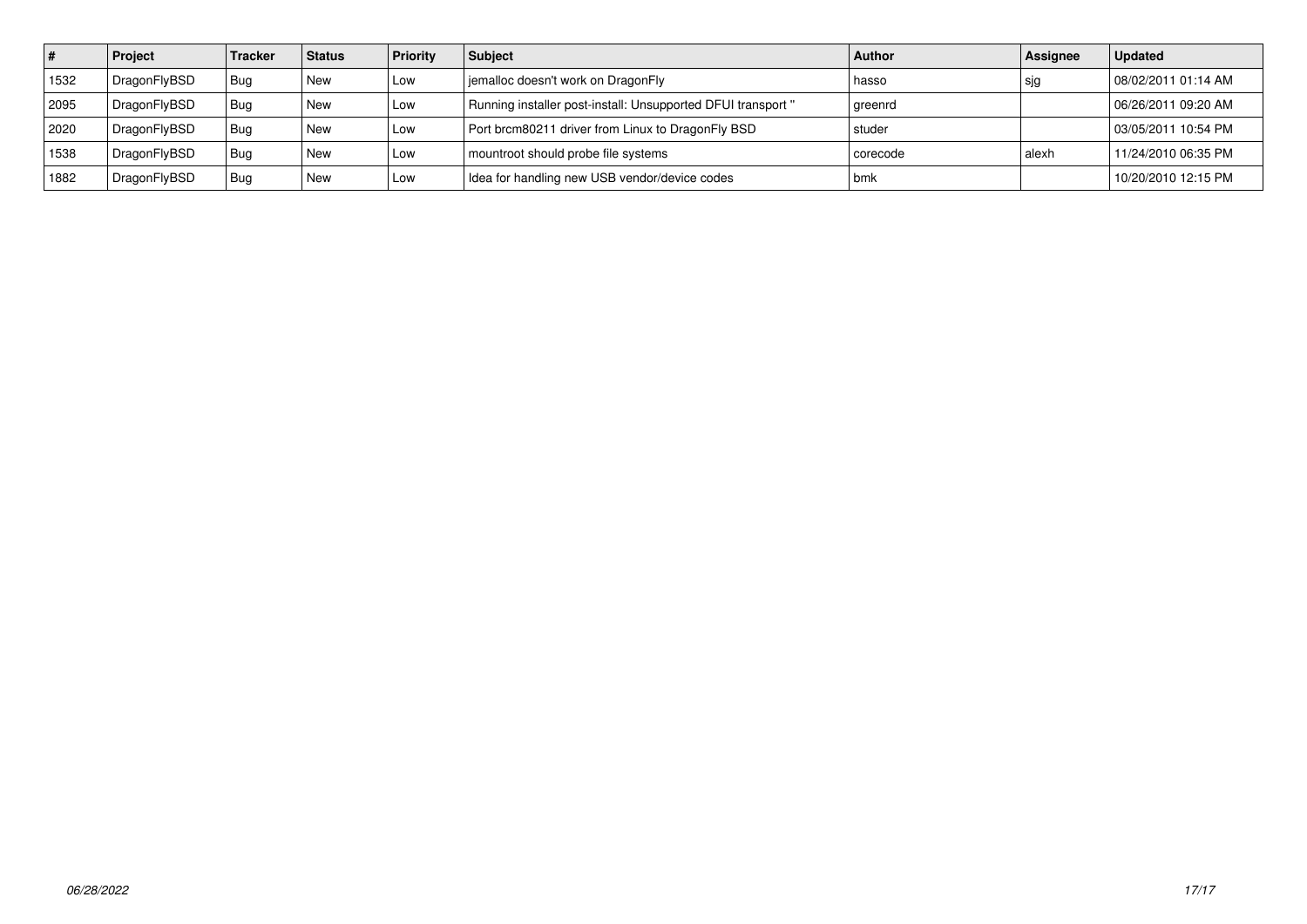| # | Project | Tracker | Status | Priority | Subject | Author | Assignee | Updated |
|---|---|---|---|---|---|---|---|---|
| 1532 | DragonFlyBSD | Bug | New | Low | jemalloc doesn't work on DragonFly | hasso | sjg | 08/02/2011 01:14 AM |
| 2095 | DragonFlyBSD | Bug | New | Low | Running installer post-install: Unsupported DFUI transport " | greenrd | | 06/26/2011 09:20 AM |
| 2020 | DragonFlyBSD | Bug | New | Low | Port brcm80211 driver from Linux to DragonFly BSD | studer | | 03/05/2011 10:54 PM |
| 1538 | DragonFlyBSD | Bug | New | Low | mountroot should probe file systems | corecode | alexh | 11/24/2010 06:35 PM |
| 1882 | DragonFlyBSD | Bug | New | Low | Idea for handling new USB vendor/device codes | bmk | | 10/20/2010 12:15 PM |